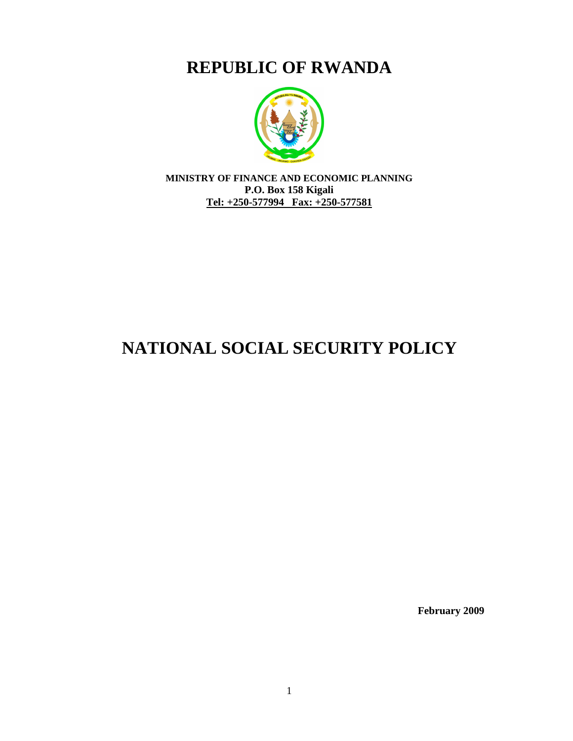# REPUBLIC OF RWANDA

**MINISTRY OF FINANCE AND ECONOMIC PLANNING**
**P.O. Box 158 Kigali**
**Tel: +250-577994 Fax: +250-577581**

# NATIONAL SOCIAL SECURITY POLICY

**February 2009**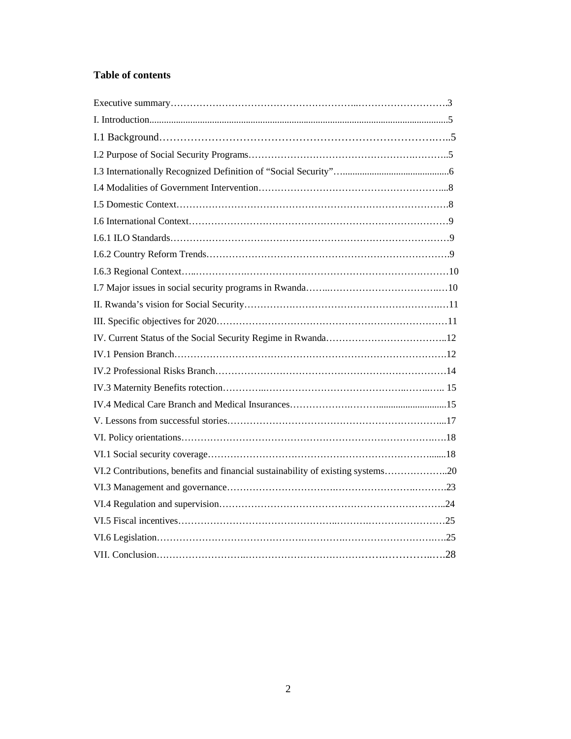## Table of contents

Executive summary……………………………………………………..……………………….3

I. Introduction...........................................................................................................................5

I.1 Background………………………………………………………………….…..5

I.2 Purpose of Social Security Programs……………………………………………….………..5

I.3 Internationally Recognized Definition of "Social Security"…...........................................6

I.4 Modalities of Government Intervention………………………………………………...8

I.5 Domestic Context…………………………………………………………………………….8

I.6 International Context…………………………………………………………………………9

I.6.1 ILO Standards……………………………………………………………………………9

I.6.2 Country Reform Trends…………………………………………………………………….9

I.6.3 Regional Context…..……………….………………………………………………………10

I.7 Major issues in social security programs in Rwanda……..……………………………….…10

II. Rwanda's vision for Social Security……………………………………………………….…11

III. Specific objectives for 2020………………………………………………………………11

IV. Current Status of the Social Security Regime in Rwanda………………………………..12

IV.1 Pension Branch…………………………………………………………………………….12

IV.2 Professional Risks Branch………………………………………………………………14

IV.3 Maternity Benefits rotection…………..……………………………………..……..….. 15

IV.4 Medical Care Branch and Medical Insurances……………….……............................15

V. Lessons from successful stories…………………………………………………………...17

VI. Policy orientations……………………………………………………………………….18

VI.1 Social security coverage…………………………………………………………….......18

VI.2 Contributions, benefits and financial sustainability of existing systems………………..20

VI.3 Management and governance……………………………………………………….……..23

VI.4 Regulation and supervision……………………………………………………………..24

VI.5 Fiscal incentives…………………………………………..………………………………25

VI.6 Legislation……………………………………………………………………………….25

VII. Conclusion………………………………………………………………….…………..….28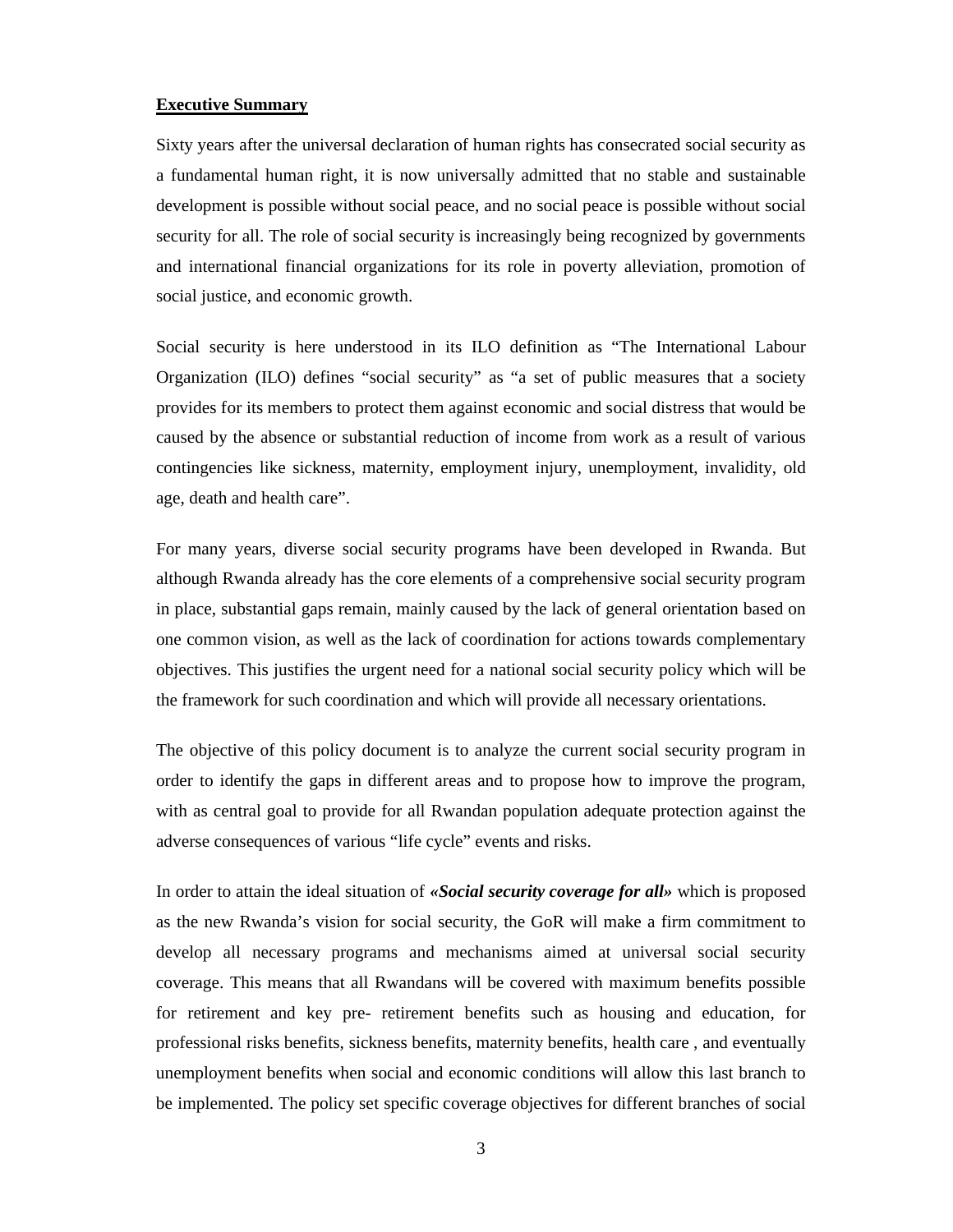**Executive Summary**

Sixty years after the universal declaration of human rights has consecrated social security as a fundamental human right, it is now universally admitted that no stable and sustainable development is possible without social peace, and no social peace is possible without social security for all. The role of social security is increasingly being recognized by governments and international financial organizations for its role in poverty alleviation, promotion of social justice, and economic growth.

Social security is here understood in its ILO definition as "The International Labour Organization (ILO) defines "social security" as "a set of public measures that a society provides for its members to protect them against economic and social distress that would be caused by the absence or substantial reduction of income from work as a result of various contingencies like sickness, maternity, employment injury, unemployment, invalidity, old age, death and health care".

For many years, diverse social security programs have been developed in Rwanda. But although Rwanda already has the core elements of a comprehensive social security program in place, substantial gaps remain, mainly caused by the lack of general orientation based on one common vision, as well as the lack of coordination for actions towards complementary objectives. This justifies the urgent need for a national social security policy which will be the framework for such coordination and which will provide all necessary orientations.

The objective of this policy document is to analyze the current social security program in order to identify the gaps in different areas and to propose how to improve the program, with as central goal to provide for all Rwandan population adequate protection against the adverse consequences of various "life cycle" events and risks.

In order to attain the ideal situation of ***«Social security coverage for all»*** which is proposed as the new Rwanda's vision for social security, the GoR will make a firm commitment to develop all necessary programs and mechanisms aimed at universal social security coverage. This means that all Rwandans will be covered with maximum benefits possible for retirement and key pre- retirement benefits such as housing and education, for professional risks benefits, sickness benefits, maternity benefits, health care , and eventually unemployment benefits when social and economic conditions will allow this last branch to be implemented. The policy set specific coverage objectives for different branches of social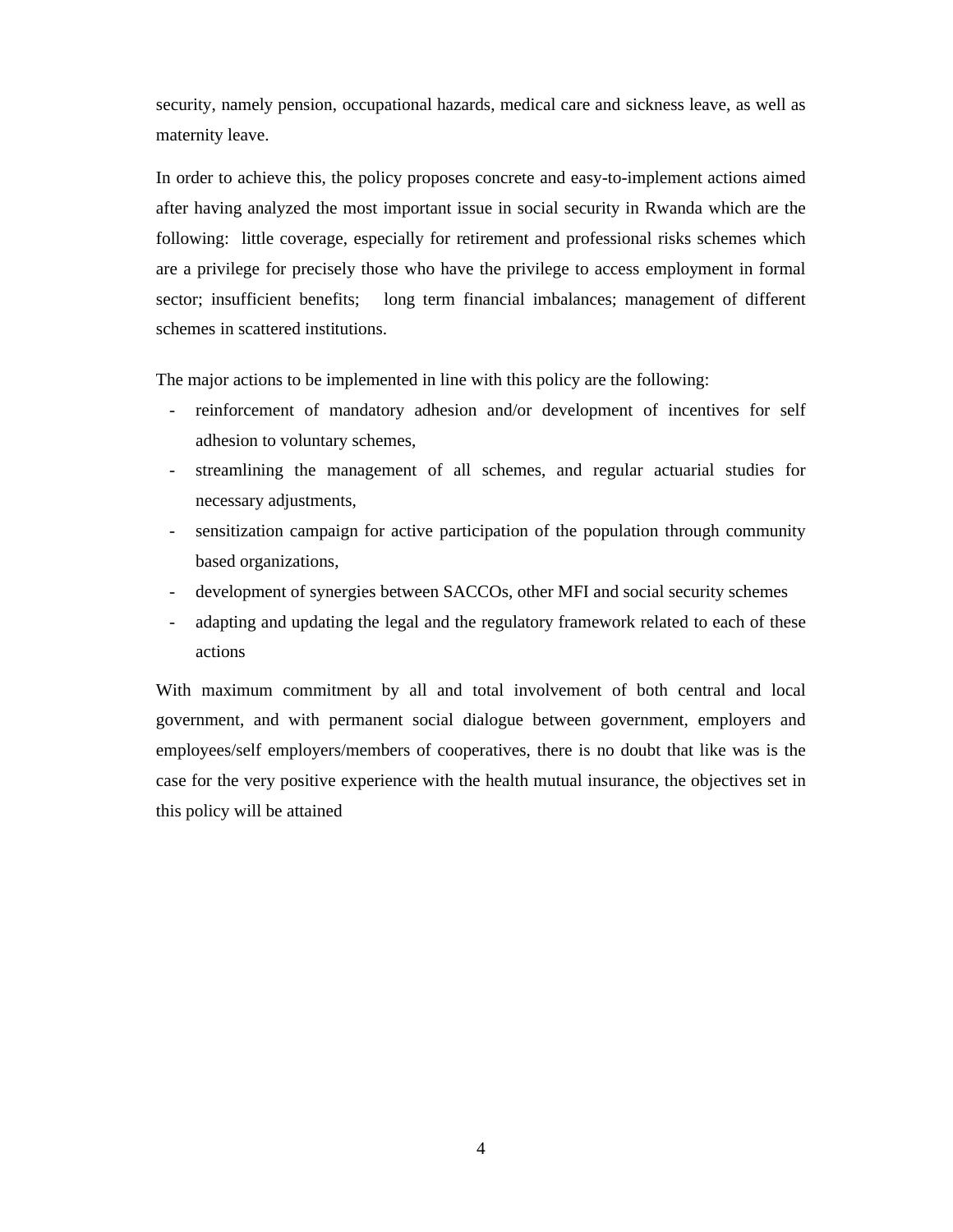security, namely pension, occupational hazards, medical care and sickness leave, as well as maternity leave.

In order to achieve this, the policy proposes concrete and easy-to-implement actions aimed after having analyzed the most important issue in social security in Rwanda which are the following: little coverage, especially for retirement and professional risks schemes which are a privilege for precisely those who have the privilege to access employment in formal sector; insufficient benefits; long term financial imbalances; management of different schemes in scattered institutions.

The major actions to be implemented in line with this policy are the following:

- reinforcement of mandatory adhesion and/or development of incentives for self adhesion to voluntary schemes,
- streamlining the management of all schemes, and regular actuarial studies for necessary adjustments,
- sensitization campaign for active participation of the population through community based organizations,
- development of synergies between SACCOs, other MFI and social security schemes
- adapting and updating the legal and the regulatory framework related to each of these actions

With maximum commitment by all and total involvement of both central and local government, and with permanent social dialogue between government, employers and employees/self employers/members of cooperatives, there is no doubt that like was is the case for the very positive experience with the health mutual insurance, the objectives set in this policy will be attained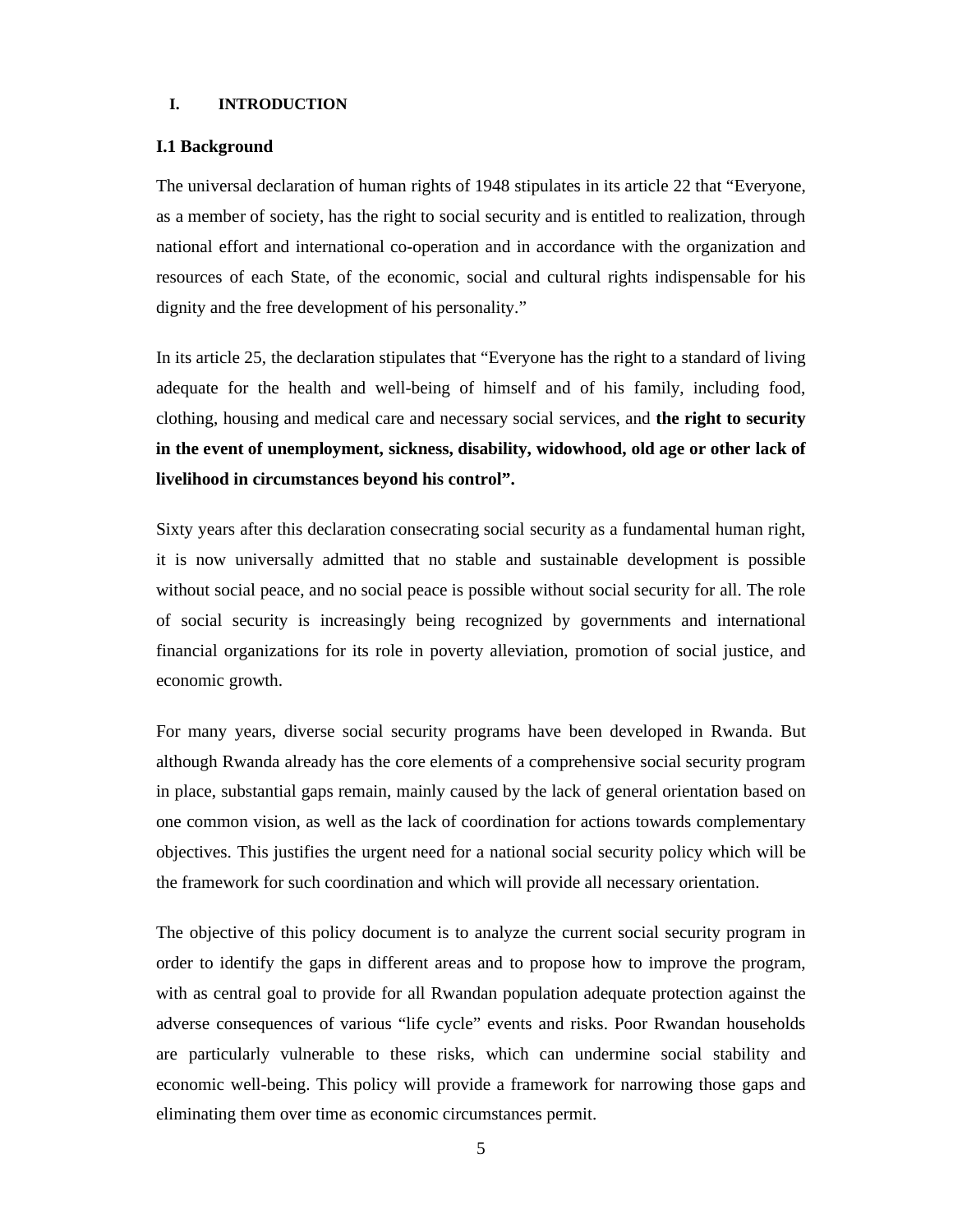# I. INTRODUCTION

## I.1 Background

The universal declaration of human rights of 1948 stipulates in its article 22 that “Everyone, as a member of society, has the right to social security and is entitled to realization, through national effort and international co-operation and in accordance with the organization and resources of each State, of the economic, social and cultural rights indispensable for his dignity and the free development of his personality.”

In its article 25, the declaration stipulates that “Everyone has the right to a standard of living adequate for the health and well-being of himself and of his family, including food, clothing, housing and medical care and necessary social services, and **the right to security in the event of unemployment, sickness, disability, widowhood, old age or other lack of livelihood in circumstances beyond his control”.**

Sixty years after this declaration consecrating social security as a fundamental human right, it is now universally admitted that no stable and sustainable development is possible without social peace, and no social peace is possible without social security for all. The role of social security is increasingly being recognized by governments and international financial organizations for its role in poverty alleviation, promotion of social justice, and economic growth.

For many years, diverse social security programs have been developed in Rwanda. But although Rwanda already has the core elements of a comprehensive social security program in place, substantial gaps remain, mainly caused by the lack of general orientation based on one common vision, as well as the lack of coordination for actions towards complementary objectives. This justifies the urgent need for a national social security policy which will be the framework for such coordination and which will provide all necessary orientation.

The objective of this policy document is to analyze the current social security program in order to identify the gaps in different areas and to propose how to improve the program, with as central goal to provide for all Rwandan population adequate protection against the adverse consequences of various “life cycle” events and risks. Poor Rwandan households are particularly vulnerable to these risks, which can undermine social stability and economic well-being. This policy will provide a framework for narrowing those gaps and eliminating them over time as economic circumstances permit.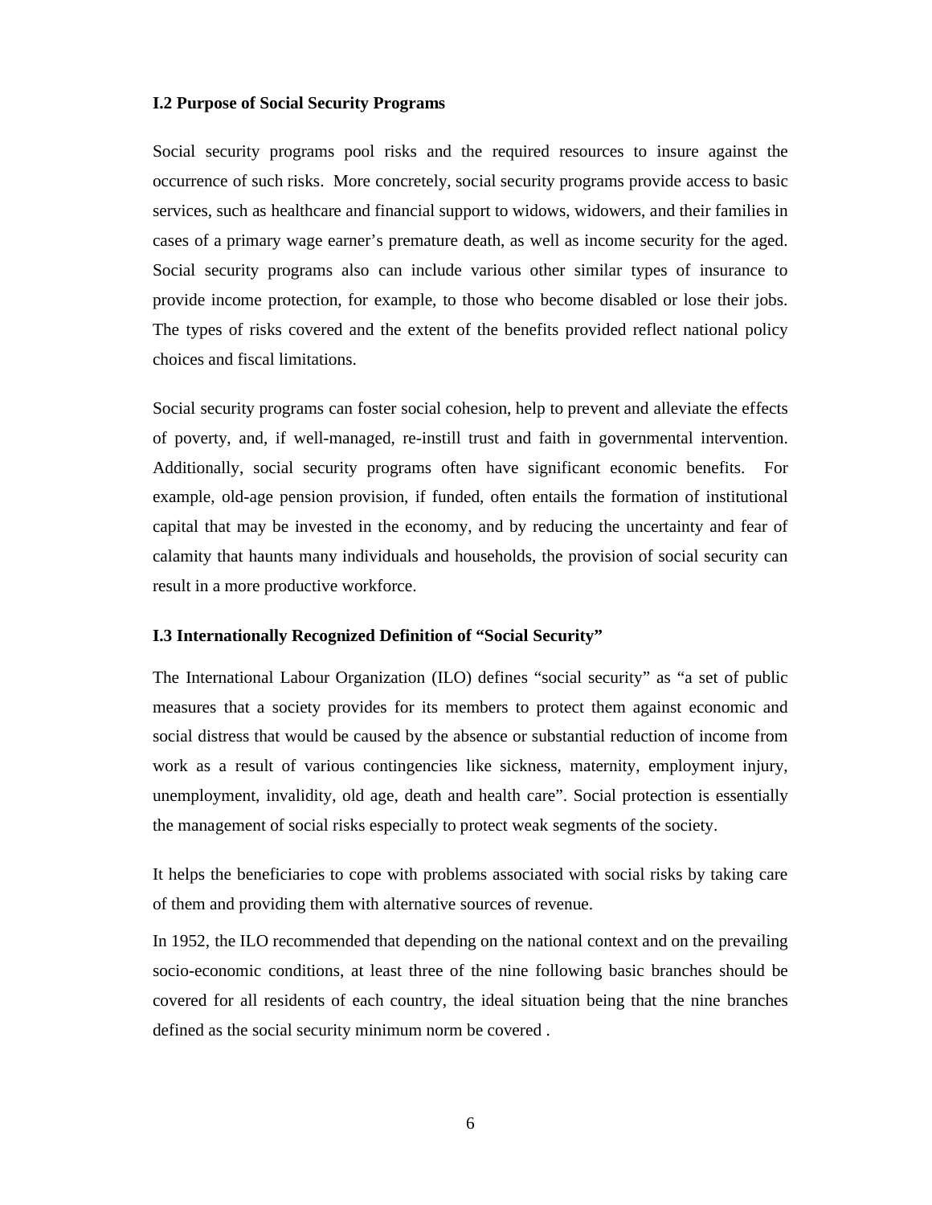### I.2 Purpose of Social Security Programs

Social security programs pool risks and the required resources to insure against the occurrence of such risks. More concretely, social security programs provide access to basic services, such as healthcare and financial support to widows, widowers, and their families in cases of a primary wage earner's premature death, as well as income security for the aged. Social security programs also can include various other similar types of insurance to provide income protection, for example, to those who become disabled or lose their jobs. The types of risks covered and the extent of the benefits provided reflect national policy choices and fiscal limitations.

Social security programs can foster social cohesion, help to prevent and alleviate the effects of poverty, and, if well-managed, re-instill trust and faith in governmental intervention. Additionally, social security programs often have significant economic benefits. For example, old-age pension provision, if funded, often entails the formation of institutional capital that may be invested in the economy, and by reducing the uncertainty and fear of calamity that haunts many individuals and households, the provision of social security can result in a more productive workforce.

### I.3 Internationally Recognized Definition of "Social Security"

The International Labour Organization (ILO) defines "social security" as "a set of public measures that a society provides for its members to protect them against economic and social distress that would be caused by the absence or substantial reduction of income from work as a result of various contingencies like sickness, maternity, employment injury, unemployment, invalidity, old age, death and health care". Social protection is essentially the management of social risks especially to protect weak segments of the society.

It helps the beneficiaries to cope with problems associated with social risks by taking care of them and providing them with alternative sources of revenue.

In 1952, the ILO recommended that depending on the national context and on the prevailing socio-economic conditions, at least three of the nine following basic branches should be covered for all residents of each country, the ideal situation being that the nine branches defined as the social security minimum norm be covered .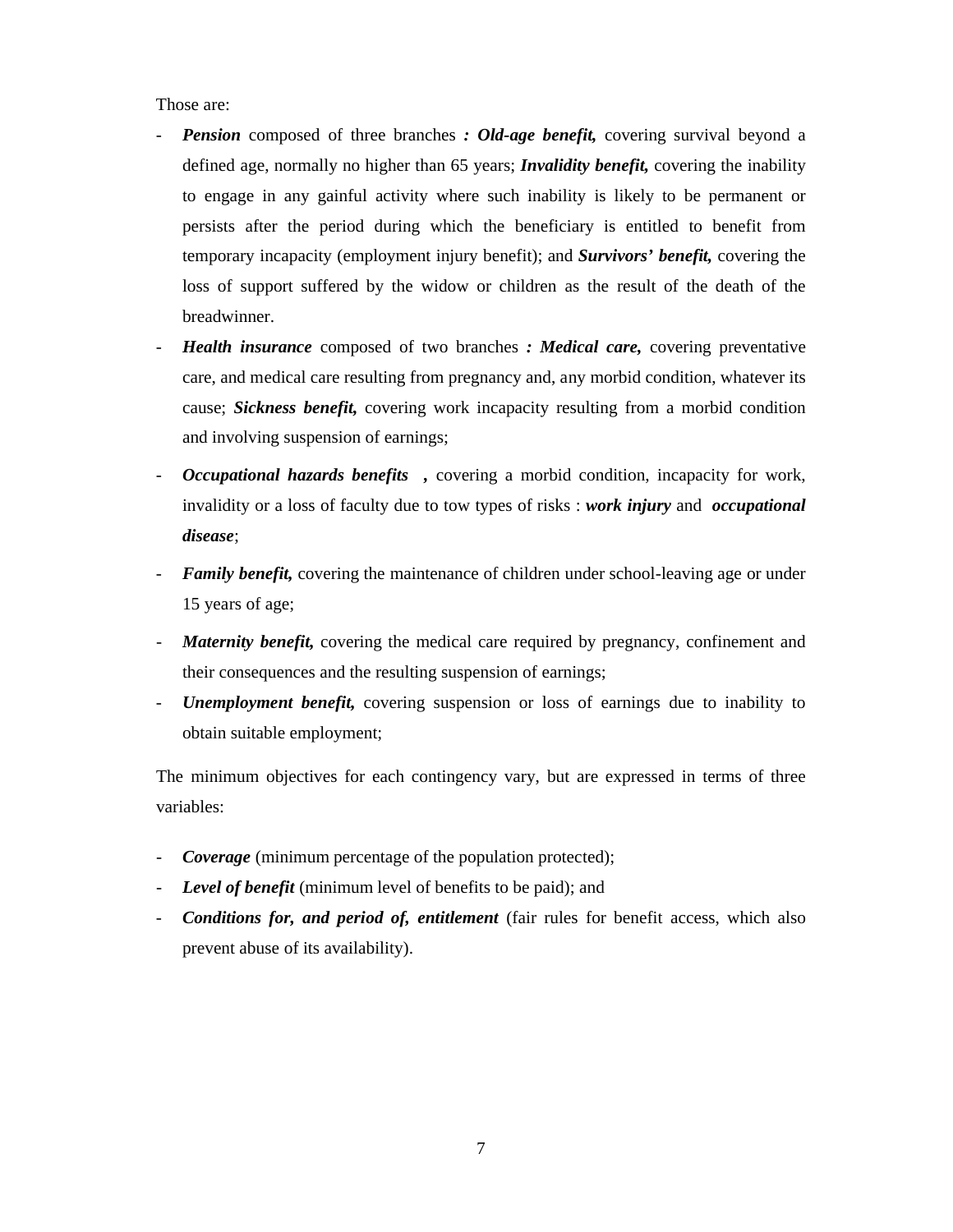Those are:

- ***Pension*** composed of three branches ***: Old-age benefit,*** covering survival beyond a defined age, normally no higher than 65 years; ***Invalidity benefit,*** covering the inability to engage in any gainful activity where such inability is likely to be permanent or persists after the period during which the beneficiary is entitled to benefit from temporary incapacity (employment injury benefit); and ***Survivors' benefit,*** covering the loss of support suffered by the widow or children as the result of the death of the breadwinner.
- ***Health insurance*** composed of two branches ***: Medical care,*** covering preventative care, and medical care resulting from pregnancy and, any morbid condition, whatever its cause; ***Sickness benefit,*** covering work incapacity resulting from a morbid condition and involving suspension of earnings;
- ***Occupational hazards benefits ,*** covering a morbid condition, incapacity for work, invalidity or a loss of faculty due to tow types of risks : ***work injury*** and ***occupational disease***;
- ***Family benefit,*** covering the maintenance of children under school-leaving age or under 15 years of age;
- ***Maternity benefit,*** covering the medical care required by pregnancy, confinement and their consequences and the resulting suspension of earnings;
- ***Unemployment benefit,*** covering suspension or loss of earnings due to inability to obtain suitable employment;

The minimum objectives for each contingency vary, but are expressed in terms of three variables:

- ***Coverage*** (minimum percentage of the population protected);
- ***Level of benefit*** (minimum level of benefits to be paid); and
- ***Conditions for, and period of, entitlement*** (fair rules for benefit access, which also prevent abuse of its availability).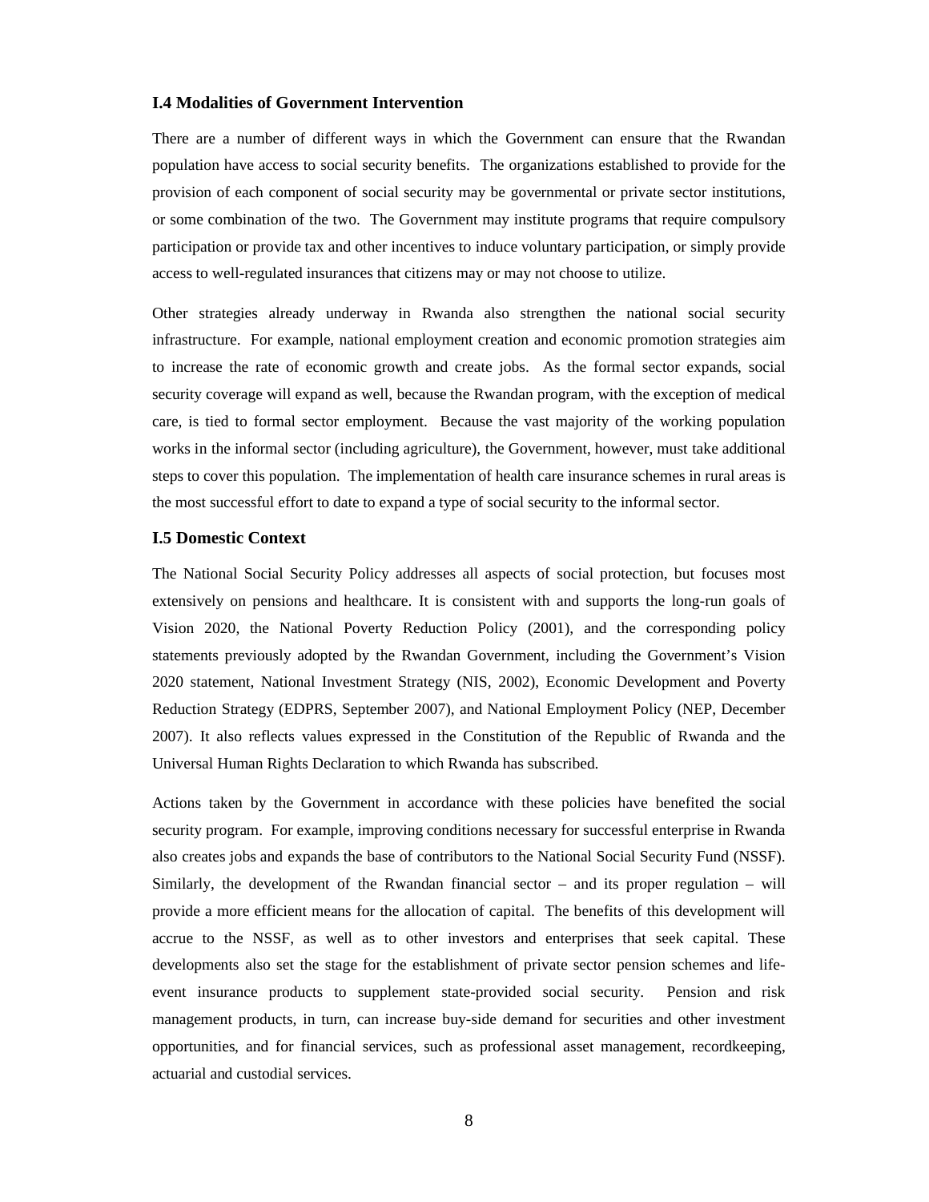### I.4 Modalities of Government Intervention

There are a number of different ways in which the Government can ensure that the Rwandan population have access to social security benefits. The organizations established to provide for the provision of each component of social security may be governmental or private sector institutions, or some combination of the two. The Government may institute programs that require compulsory participation or provide tax and other incentives to induce voluntary participation, or simply provide access to well-regulated insurances that citizens may or may not choose to utilize.

Other strategies already underway in Rwanda also strengthen the national social security infrastructure. For example, national employment creation and economic promotion strategies aim to increase the rate of economic growth and create jobs. As the formal sector expands, social security coverage will expand as well, because the Rwandan program, with the exception of medical care, is tied to formal sector employment. Because the vast majority of the working population works in the informal sector (including agriculture), the Government, however, must take additional steps to cover this population. The implementation of health care insurance schemes in rural areas is the most successful effort to date to expand a type of social security to the informal sector.

### I.5 Domestic Context

The National Social Security Policy addresses all aspects of social protection, but focuses most extensively on pensions and healthcare. It is consistent with and supports the long-run goals of Vision 2020, the National Poverty Reduction Policy (2001), and the corresponding policy statements previously adopted by the Rwandan Government, including the Government's Vision 2020 statement, National Investment Strategy (NIS, 2002), Economic Development and Poverty Reduction Strategy (EDPRS, September 2007), and National Employment Policy (NEP, December 2007). It also reflects values expressed in the Constitution of the Republic of Rwanda and the Universal Human Rights Declaration to which Rwanda has subscribed.

Actions taken by the Government in accordance with these policies have benefited the social security program. For example, improving conditions necessary for successful enterprise in Rwanda also creates jobs and expands the base of contributors to the National Social Security Fund (NSSF). Similarly, the development of the Rwandan financial sector – and its proper regulation – will provide a more efficient means for the allocation of capital. The benefits of this development will accrue to the NSSF, as well as to other investors and enterprises that seek capital. These developments also set the stage for the establishment of private sector pension schemes and life-event insurance products to supplement state-provided social security. Pension and risk management products, in turn, can increase buy-side demand for securities and other investment opportunities, and for financial services, such as professional asset management, recordkeeping, actuarial and custodial services.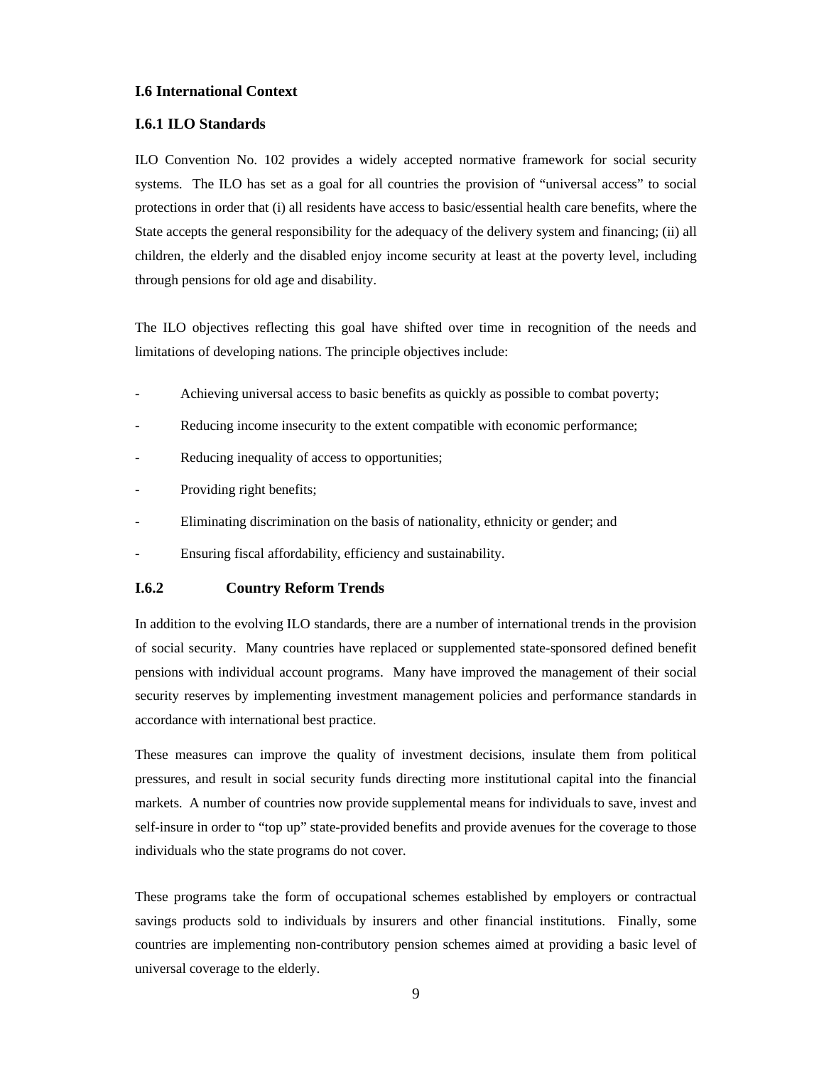### I.6 International Context

### I.6.1 ILO Standards

ILO Convention No. 102 provides a widely accepted normative framework for social security systems. The ILO has set as a goal for all countries the provision of "universal access" to social protections in order that (i) all residents have access to basic/essential health care benefits, where the State accepts the general responsibility for the adequacy of the delivery system and financing; (ii) all children, the elderly and the disabled enjoy income security at least at the poverty level, including through pensions for old age and disability.

The ILO objectives reflecting this goal have shifted over time in recognition of the needs and limitations of developing nations. The principle objectives include:

- Achieving universal access to basic benefits as quickly as possible to combat poverty;
- Reducing income insecurity to the extent compatible with economic performance;
- Reducing inequality of access to opportunities;
- Providing right benefits;
- Eliminating discrimination on the basis of nationality, ethnicity or gender; and
- Ensuring fiscal affordability, efficiency and sustainability.

### I.6.2 Country Reform Trends

In addition to the evolving ILO standards, there are a number of international trends in the provision of social security. Many countries have replaced or supplemented state-sponsored defined benefit pensions with individual account programs. Many have improved the management of their social security reserves by implementing investment management policies and performance standards in accordance with international best practice.

These measures can improve the quality of investment decisions, insulate them from political pressures, and result in social security funds directing more institutional capital into the financial markets. A number of countries now provide supplemental means for individuals to save, invest and self-insure in order to "top up" state-provided benefits and provide avenues for the coverage to those individuals who the state programs do not cover.

These programs take the form of occupational schemes established by employers or contractual savings products sold to individuals by insurers and other financial institutions. Finally, some countries are implementing non-contributory pension schemes aimed at providing a basic level of universal coverage to the elderly.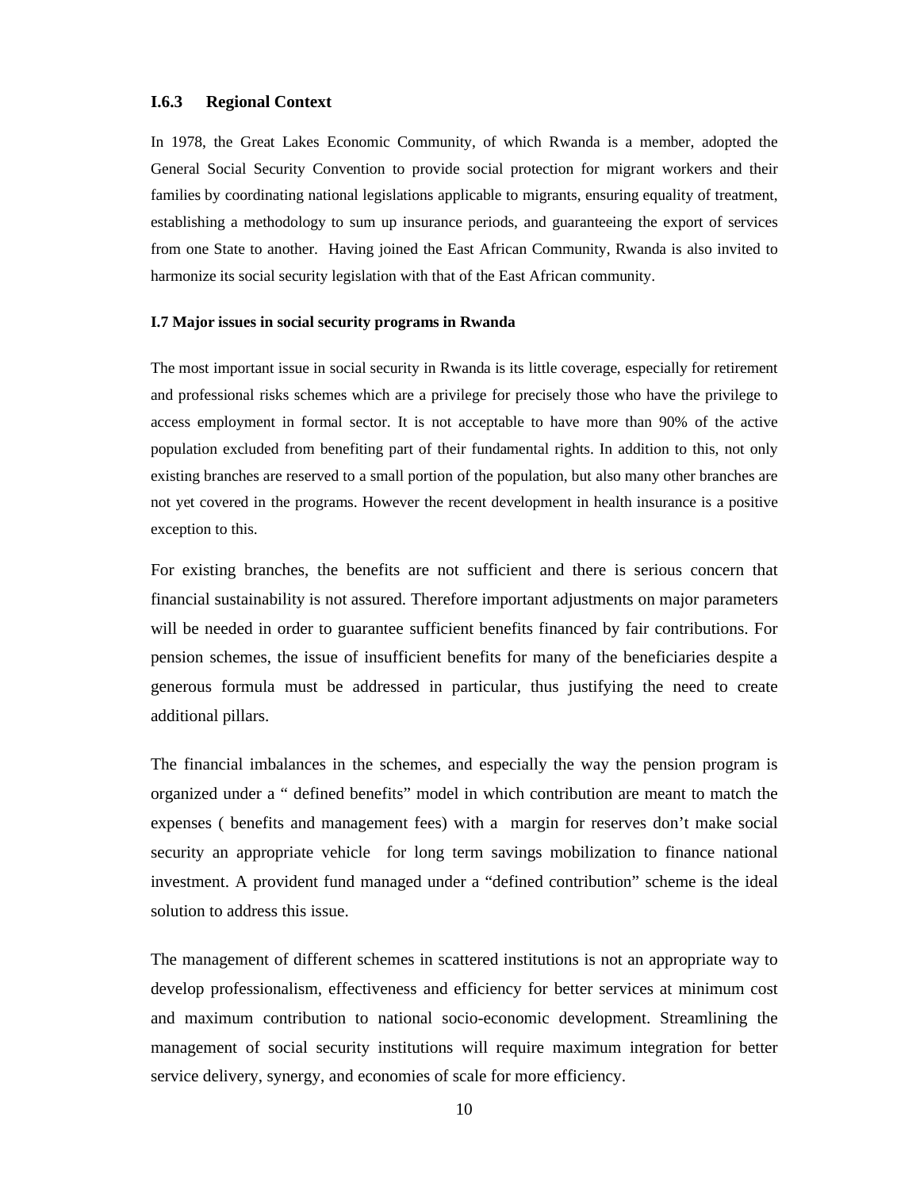### I.6.3 Regional Context

In 1978, the Great Lakes Economic Community, of which Rwanda is a member, adopted the General Social Security Convention to provide social protection for migrant workers and their families by coordinating national legislations applicable to migrants, ensuring equality of treatment, establishing a methodology to sum up insurance periods, and guaranteeing the export of services from one State to another. Having joined the East African Community, Rwanda is also invited to harmonize its social security legislation with that of the East African community.

### I.7 Major issues in social security programs in Rwanda

The most important issue in social security in Rwanda is its little coverage, especially for retirement and professional risks schemes which are a privilege for precisely those who have the privilege to access employment in formal sector. It is not acceptable to have more than 90% of the active population excluded from benefiting part of their fundamental rights. In addition to this, not only existing branches are reserved to a small portion of the population, but also many other branches are not yet covered in the programs. However the recent development in health insurance is a positive exception to this.

For existing branches, the benefits are not sufficient and there is serious concern that financial sustainability is not assured. Therefore important adjustments on major parameters will be needed in order to guarantee sufficient benefits financed by fair contributions. For pension schemes, the issue of insufficient benefits for many of the beneficiaries despite a generous formula must be addressed in particular, thus justifying the need to create additional pillars.

The financial imbalances in the schemes, and especially the way the pension program is organized under a " defined benefits" model in which contribution are meant to match the expenses ( benefits and management fees) with a margin for reserves don't make social security an appropriate vehicle for long term savings mobilization to finance national investment. A provident fund managed under a "defined contribution" scheme is the ideal solution to address this issue.

The management of different schemes in scattered institutions is not an appropriate way to develop professionalism, effectiveness and efficiency for better services at minimum cost and maximum contribution to national socio-economic development. Streamlining the management of social security institutions will require maximum integration for better service delivery, synergy, and economies of scale for more efficiency.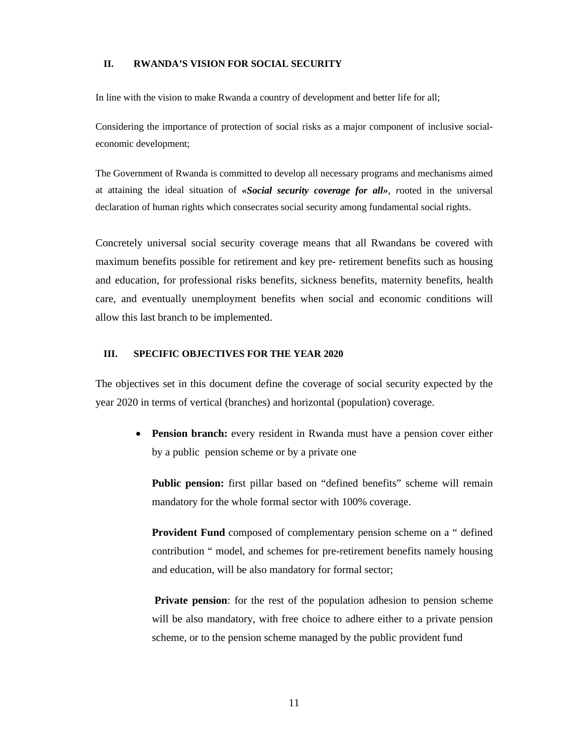## II. RWANDA'S VISION FOR SOCIAL SECURITY

In line with the vision to make Rwanda a country of development and better life for all;

Considering the importance of protection of social risks as a major component of inclusive social-economic development;

The Government of Rwanda is committed to develop all necessary programs and mechanisms aimed at attaining the ideal situation of ***«Social security coverage for all»**, r*ooted in the universal declaration of human rights which consecrates social security among fundamental social rights.

Concretely universal social security coverage means that all Rwandans be covered with maximum benefits possible for retirement and key pre- retirement benefits such as housing and education, for professional risks benefits, sickness benefits, maternity benefits, health care, and eventually unemployment benefits when social and economic conditions will allow this last branch to be implemented.

## III. SPECIFIC OBJECTIVES FOR THE YEAR 2020

The objectives set in this document define the coverage of social security expected by the year 2020 in terms of vertical (branches) and horizontal (population) coverage.

- **Pension branch:** every resident in Rwanda must have a pension cover either by a public pension scheme or by a private one

  **Public pension:** first pillar based on "defined benefits" scheme will remain mandatory for the whole formal sector with 100% coverage.

  **Provident Fund** composed of complementary pension scheme on a " defined contribution " model, and schemes for pre-retirement benefits namely housing and education, will be also mandatory for formal sector;

  **Private pension**: for the rest of the population adhesion to pension scheme will be also mandatory, with free choice to adhere either to a private pension scheme, or to the pension scheme managed by the public provident fund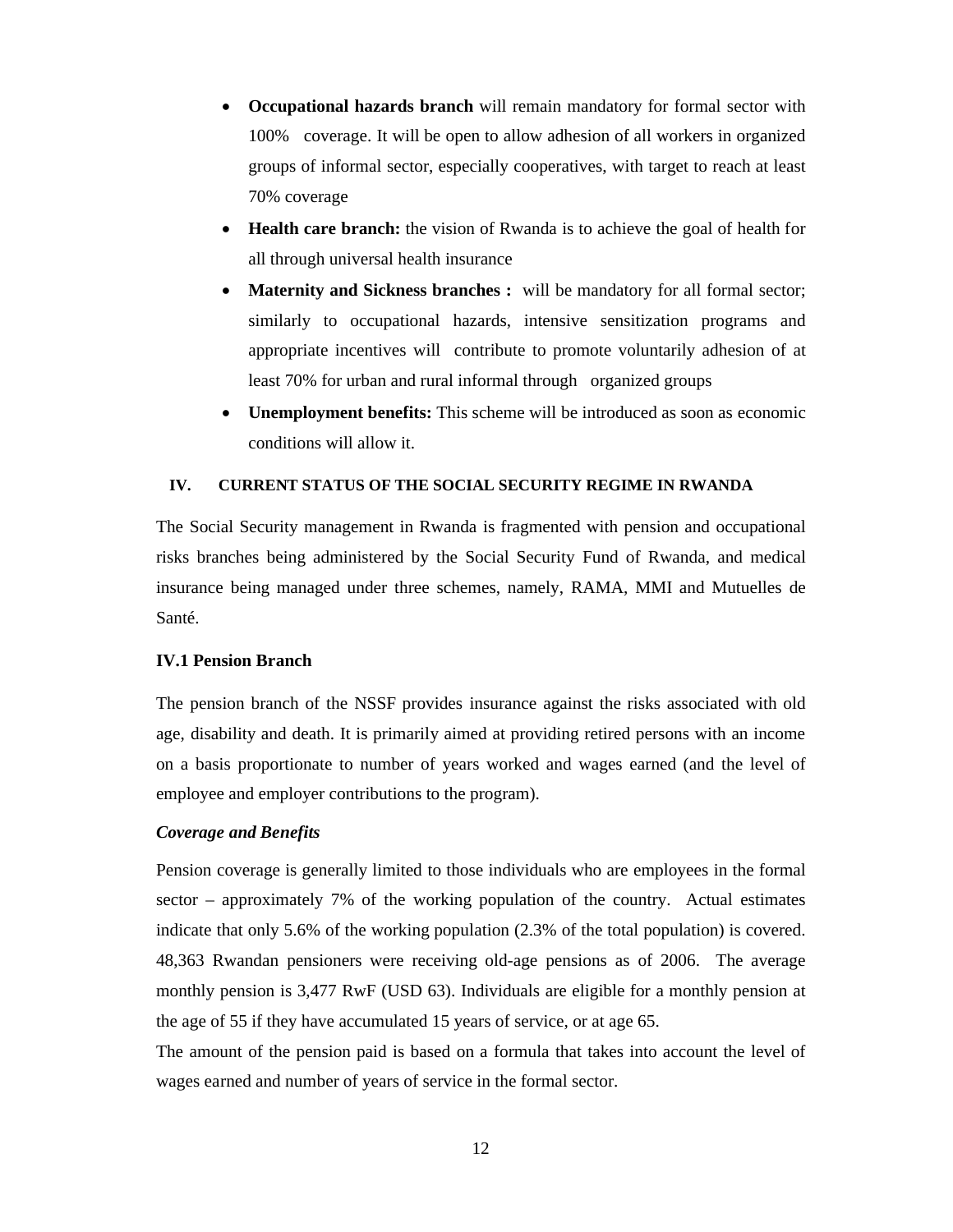- **Occupational hazards branch** will remain mandatory for formal sector with 100% coverage. It will be open to allow adhesion of all workers in organized groups of informal sector, especially cooperatives, with target to reach at least 70% coverage
- **Health care branch:** the vision of Rwanda is to achieve the goal of health for all through universal health insurance
- **Maternity and Sickness branches :** will be mandatory for all formal sector; similarly to occupational hazards, intensive sensitization programs and appropriate incentives will contribute to promote voluntarily adhesion of at least 70% for urban and rural informal through organized groups
- **Unemployment benefits:** This scheme will be introduced as soon as economic conditions will allow it.

## IV. CURRENT STATUS OF THE SOCIAL SECURITY REGIME IN RWANDA

The Social Security management in Rwanda is fragmented with pension and occupational risks branches being administered by the Social Security Fund of Rwanda, and medical insurance being managed under three schemes, namely, RAMA, MMI and Mutuelles de Santé.

### IV.1 Pension Branch

The pension branch of the NSSF provides insurance against the risks associated with old age, disability and death. It is primarily aimed at providing retired persons with an income on a basis proportionate to number of years worked and wages earned (and the level of employee and employer contributions to the program).

***Coverage and Benefits***

Pension coverage is generally limited to those individuals who are employees in the formal sector – approximately 7% of the working population of the country. Actual estimates indicate that only 5.6% of the working population (2.3% of the total population) is covered. 48,363 Rwandan pensioners were receiving old-age pensions as of 2006. The average monthly pension is 3,477 RwF (USD 63). Individuals are eligible for a monthly pension at the age of 55 if they have accumulated 15 years of service, or at age 65.

The amount of the pension paid is based on a formula that takes into account the level of wages earned and number of years of service in the formal sector.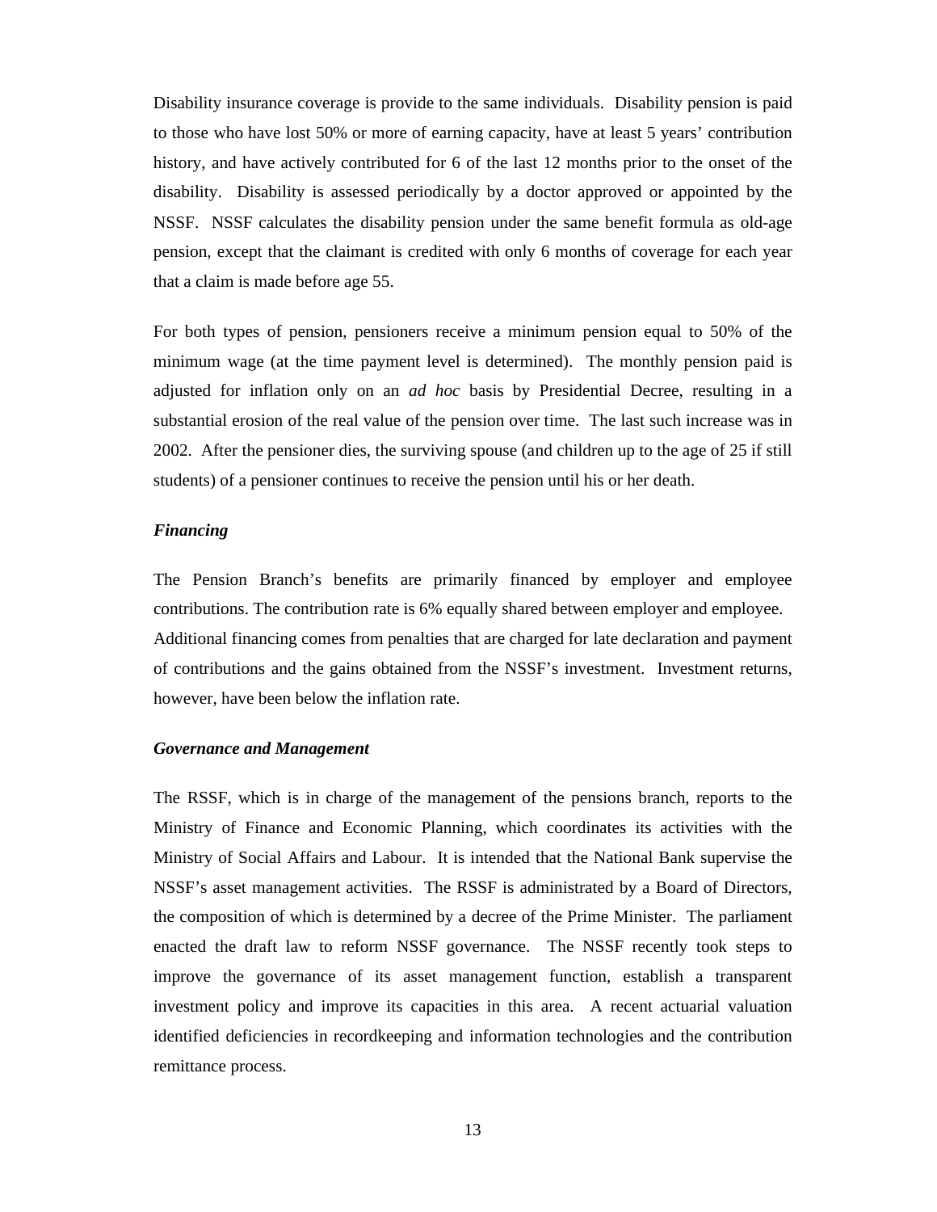Disability insurance coverage is provide to the same individuals. Disability pension is paid to those who have lost 50% or more of earning capacity, have at least 5 years' contribution history, and have actively contributed for 6 of the last 12 months prior to the onset of the disability. Disability is assessed periodically by a doctor approved or appointed by the NSSF. NSSF calculates the disability pension under the same benefit formula as old-age pension, except that the claimant is credited with only 6 months of coverage for each year that a claim is made before age 55.

For both types of pension, pensioners receive a minimum pension equal to 50% of the minimum wage (at the time payment level is determined). The monthly pension paid is adjusted for inflation only on an *ad hoc* basis by Presidential Decree, resulting in a substantial erosion of the real value of the pension over time. The last such increase was in 2002. After the pensioner dies, the surviving spouse (and children up to the age of 25 if still students) of a pensioner continues to receive the pension until his or her death.

#### *Financing*

The Pension Branch's benefits are primarily financed by employer and employee contributions. The contribution rate is 6% equally shared between employer and employee. Additional financing comes from penalties that are charged for late declaration and payment of contributions and the gains obtained from the NSSF's investment. Investment returns, however, have been below the inflation rate.

#### *Governance and Management*

The RSSF, which is in charge of the management of the pensions branch, reports to the Ministry of Finance and Economic Planning, which coordinates its activities with the Ministry of Social Affairs and Labour. It is intended that the National Bank supervise the NSSF's asset management activities. The RSSF is administrated by a Board of Directors, the composition of which is determined by a decree of the Prime Minister. The parliament enacted the draft law to reform NSSF governance. The NSSF recently took steps to improve the governance of its asset management function, establish a transparent investment policy and improve its capacities in this area. A recent actuarial valuation identified deficiencies in recordkeeping and information technologies and the contribution remittance process.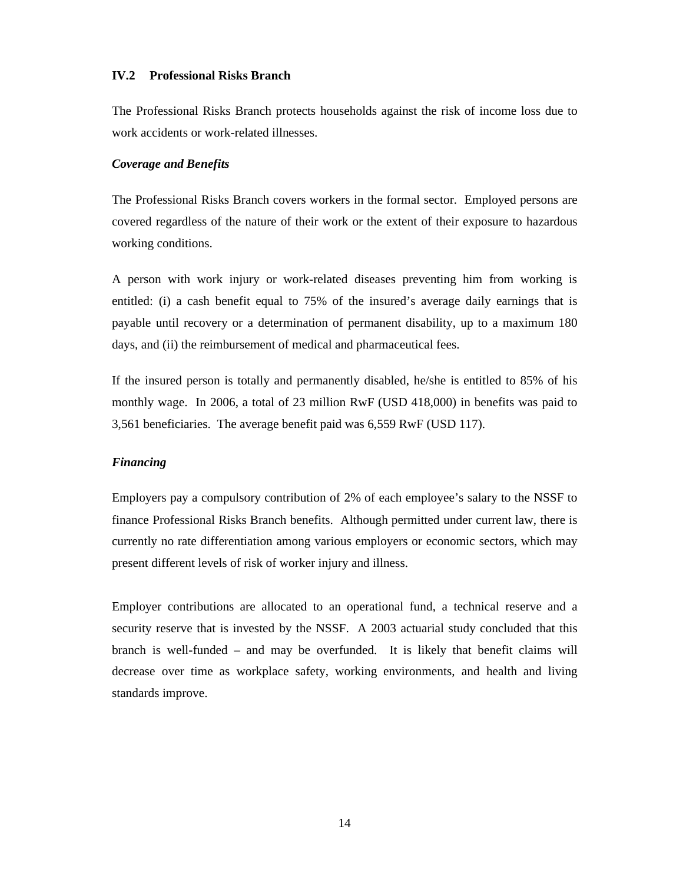### IV.2 Professional Risks Branch

The Professional Risks Branch protects households against the risk of income loss due to work accidents or work-related illnesses.

***Coverage and Benefits***

The Professional Risks Branch covers workers in the formal sector. Employed persons are covered regardless of the nature of their work or the extent of their exposure to hazardous working conditions.

A person with work injury or work-related diseases preventing him from working is entitled: (i) a cash benefit equal to 75% of the insured's average daily earnings that is payable until recovery or a determination of permanent disability, up to a maximum 180 days, and (ii) the reimbursement of medical and pharmaceutical fees.

If the insured person is totally and permanently disabled, he/she is entitled to 85% of his monthly wage. In 2006, a total of 23 million RwF (USD 418,000) in benefits was paid to 3,561 beneficiaries. The average benefit paid was 6,559 RwF (USD 117).

***Financing***

Employers pay a compulsory contribution of 2% of each employee's salary to the NSSF to finance Professional Risks Branch benefits. Although permitted under current law, there is currently no rate differentiation among various employers or economic sectors, which may present different levels of risk of worker injury and illness.

Employer contributions are allocated to an operational fund, a technical reserve and a security reserve that is invested by the NSSF. A 2003 actuarial study concluded that this branch is well-funded – and may be overfunded. It is likely that benefit claims will decrease over time as workplace safety, working environments, and health and living standards improve.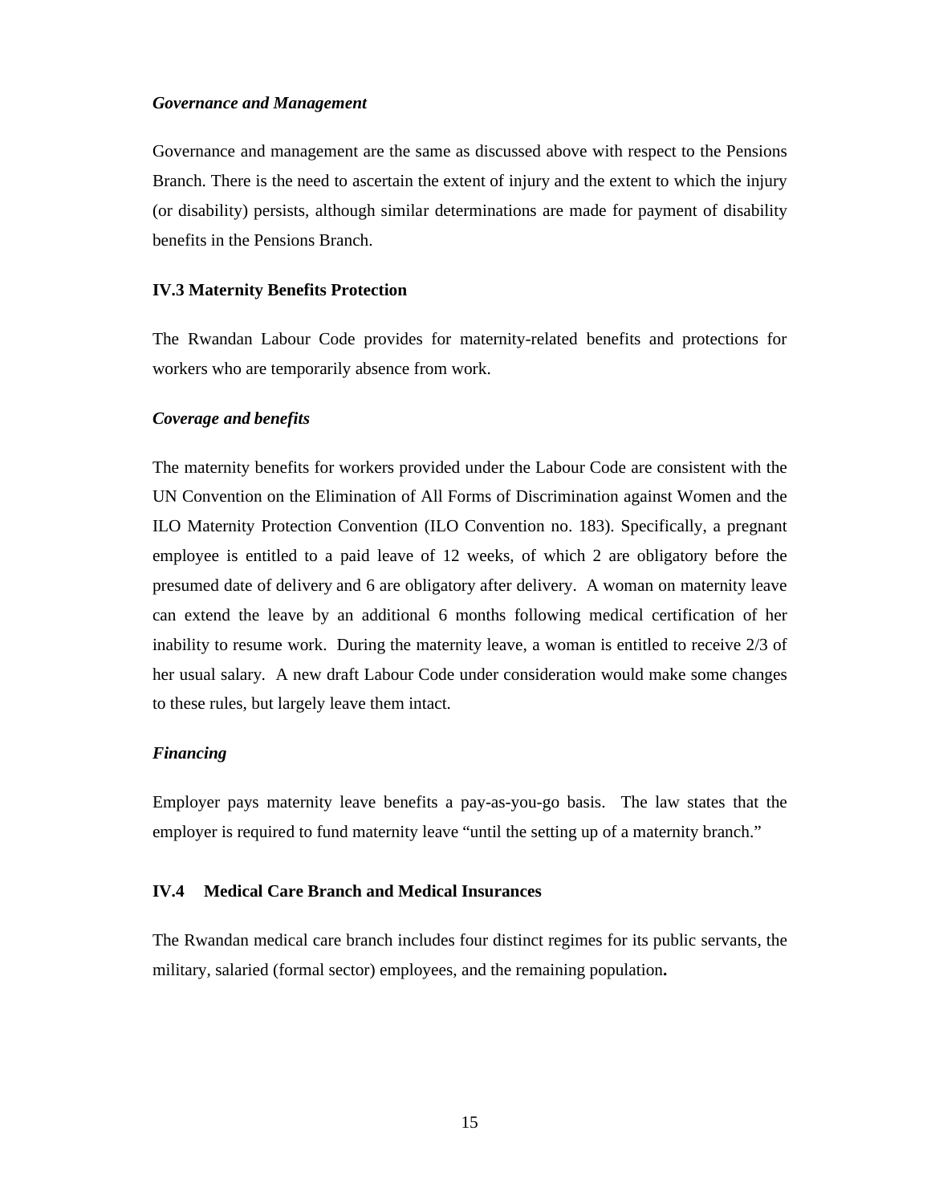*Governance and Management*

Governance and management are the same as discussed above with respect to the Pensions Branch. There is the need to ascertain the extent of injury and the extent to which the injury (or disability) persists, although similar determinations are made for payment of disability benefits in the Pensions Branch.

### IV.3 Maternity Benefits Protection

The Rwandan Labour Code provides for maternity-related benefits and protections for workers who are temporarily absence from work.

*Coverage and benefits*

The maternity benefits for workers provided under the Labour Code are consistent with the UN Convention on the Elimination of All Forms of Discrimination against Women and the ILO Maternity Protection Convention (ILO Convention no. 183). Specifically, a pregnant employee is entitled to a paid leave of 12 weeks, of which 2 are obligatory before the presumed date of delivery and 6 are obligatory after delivery. A woman on maternity leave can extend the leave by an additional 6 months following medical certification of her inability to resume work. During the maternity leave, a woman is entitled to receive 2/3 of her usual salary. A new draft Labour Code under consideration would make some changes to these rules, but largely leave them intact.

*Financing*

Employer pays maternity leave benefits a pay-as-you-go basis. The law states that the employer is required to fund maternity leave "until the setting up of a maternity branch."

### IV.4 Medical Care Branch and Medical Insurances

The Rwandan medical care branch includes four distinct regimes for its public servants, the military, salaried (formal sector) employees, and the remaining population**.**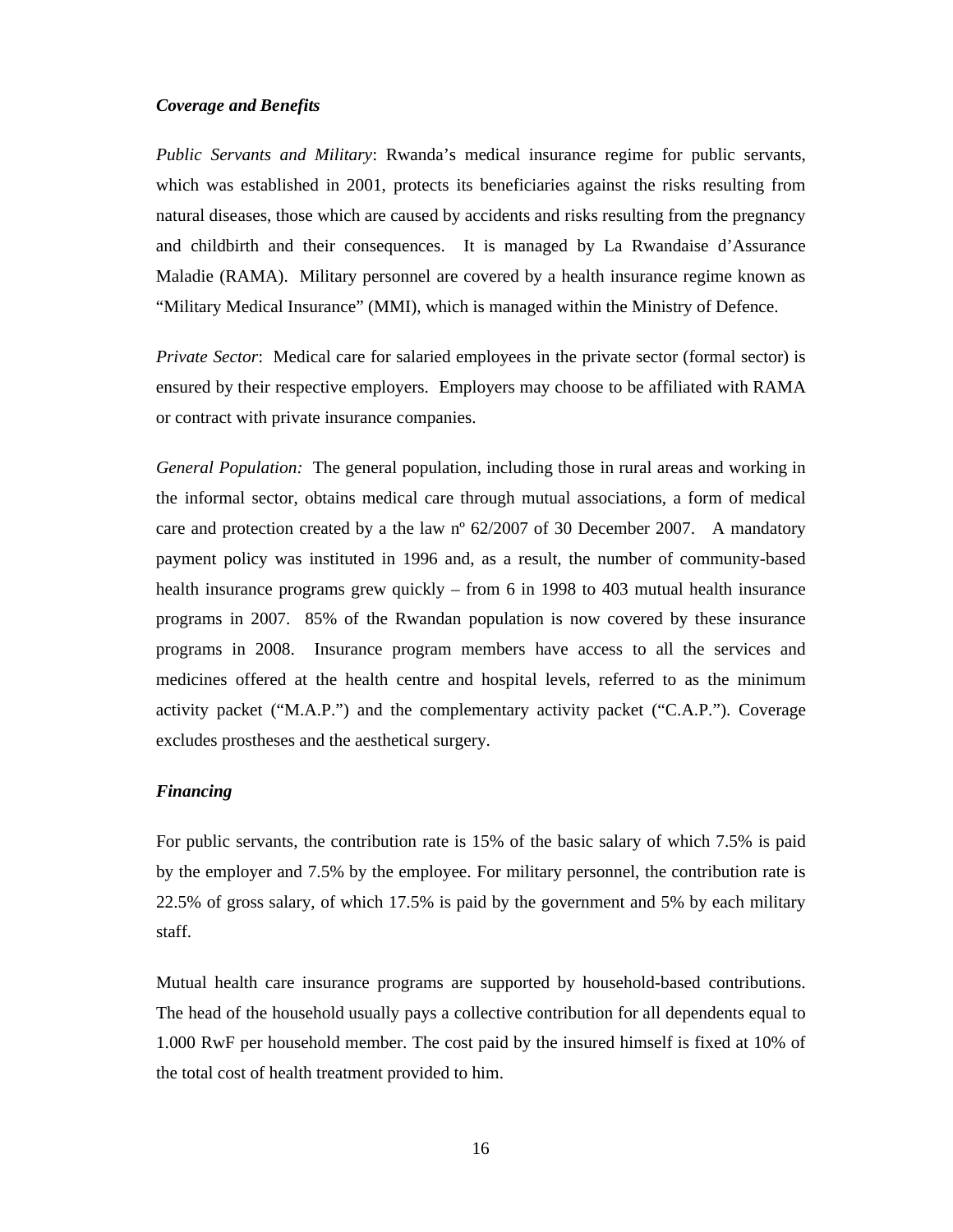***Coverage and Benefits***

*Public Servants and Military*: Rwanda's medical insurance regime for public servants, which was established in 2001, protects its beneficiaries against the risks resulting from natural diseases, those which are caused by accidents and risks resulting from the pregnancy and childbirth and their consequences. It is managed by La Rwandaise d'Assurance Maladie (RAMA). Military personnel are covered by a health insurance regime known as "Military Medical Insurance" (MMI), which is managed within the Ministry of Defence.

*Private Sector*: Medical care for salaried employees in the private sector (formal sector) is ensured by their respective employers. Employers may choose to be affiliated with RAMA or contract with private insurance companies.

*General Population:* The general population, including those in rural areas and working in the informal sector, obtains medical care through mutual associations, a form of medical care and protection created by a the law nº 62/2007 of 30 December 2007. A mandatory payment policy was instituted in 1996 and, as a result, the number of community-based health insurance programs grew quickly – from 6 in 1998 to 403 mutual health insurance programs in 2007. 85% of the Rwandan population is now covered by these insurance programs in 2008. Insurance program members have access to all the services and medicines offered at the health centre and hospital levels, referred to as the minimum activity packet ("M.A.P.") and the complementary activity packet ("C.A.P."). Coverage excludes prostheses and the aesthetical surgery.

***Financing***

For public servants, the contribution rate is 15% of the basic salary of which 7.5% is paid by the employer and 7.5% by the employee. For military personnel, the contribution rate is 22.5% of gross salary, of which 17.5% is paid by the government and 5% by each military staff.

Mutual health care insurance programs are supported by household-based contributions. The head of the household usually pays a collective contribution for all dependents equal to 1.000 RwF per household member. The cost paid by the insured himself is fixed at 10% of the total cost of health treatment provided to him.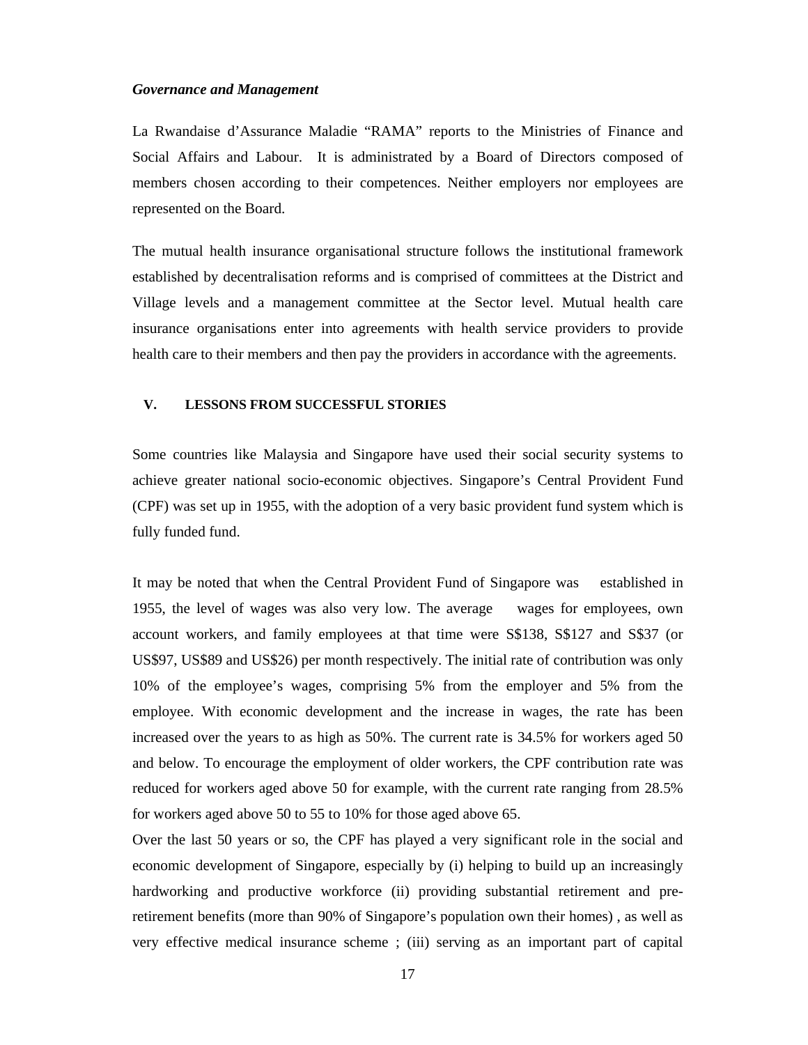***Governance and Management***

La Rwandaise d'Assurance Maladie "RAMA" reports to the Ministries of Finance and Social Affairs and Labour. It is administrated by a Board of Directors composed of members chosen according to their competences. Neither employers nor employees are represented on the Board.

The mutual health insurance organisational structure follows the institutional framework established by decentralisation reforms and is comprised of committees at the District and Village levels and a management committee at the Sector level. Mutual health care insurance organisations enter into agreements with health service providers to provide health care to their members and then pay the providers in accordance with the agreements.

## V. LESSONS FROM SUCCESSFUL STORIES

Some countries like Malaysia and Singapore have used their social security systems to achieve greater national socio-economic objectives. Singapore's Central Provident Fund (CPF) was set up in 1955, with the adoption of a very basic provident fund system which is fully funded fund.

It may be noted that when the Central Provident Fund of Singapore was established in 1955, the level of wages was also very low. The average wages for employees, own account workers, and family employees at that time were S$138, S$127 and S$37 (or US$97, US$89 and US$26) per month respectively. The initial rate of contribution was only 10% of the employee's wages, comprising 5% from the employer and 5% from the employee. With economic development and the increase in wages, the rate has been increased over the years to as high as 50%. The current rate is 34.5% for workers aged 50 and below. To encourage the employment of older workers, the CPF contribution rate was reduced for workers aged above 50 for example, with the current rate ranging from 28.5% for workers aged above 50 to 55 to 10% for those aged above 65.

Over the last 50 years or so, the CPF has played a very significant role in the social and economic development of Singapore, especially by (i) helping to build up an increasingly hardworking and productive workforce (ii) providing substantial retirement and pre-retirement benefits (more than 90% of Singapore's population own their homes) , as well as very effective medical insurance scheme ; (iii) serving as an important part of capital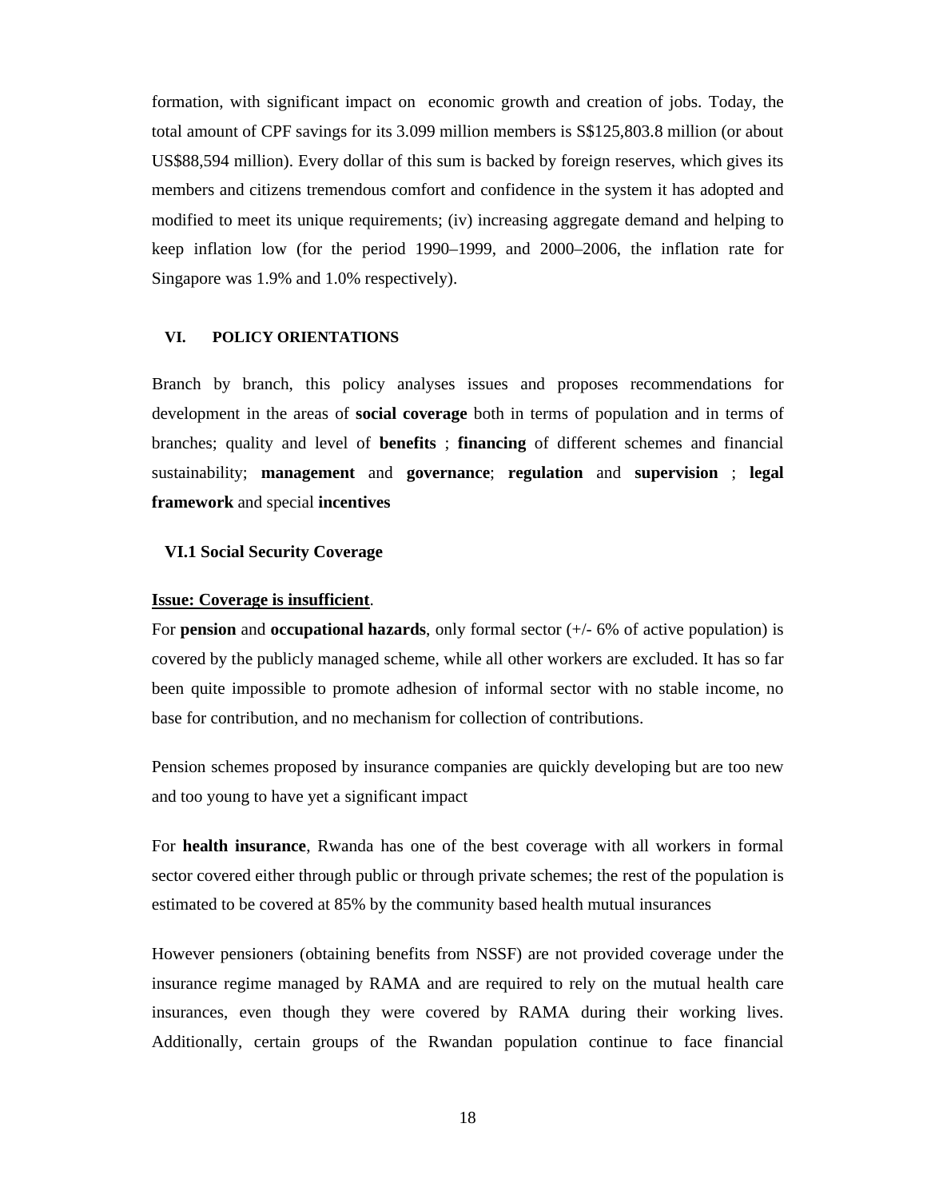formation, with significant impact on economic growth and creation of jobs. Today, the total amount of CPF savings for its 3.099 million members is S$125,803.8 million (or about US$88,594 million). Every dollar of this sum is backed by foreign reserves, which gives its members and citizens tremendous comfort and confidence in the system it has adopted and modified to meet its unique requirements; (iv) increasing aggregate demand and helping to keep inflation low (for the period 1990–1999, and 2000–2006, the inflation rate for Singapore was 1.9% and 1.0% respectively).

## VI. POLICY ORIENTATIONS

Branch by branch, this policy analyses issues and proposes recommendations for development in the areas of **social coverage** both in terms of population and in terms of branches; quality and level of **benefits** ; **financing** of different schemes and financial sustainability; **management** and **governance**; **regulation** and **supervision** ; **legal framework** and special **incentives**

### VI.1 Social Security Coverage

**Issue: Coverage is insufficient**.

For **pension** and **occupational hazards**, only formal sector (+/- 6% of active population) is covered by the publicly managed scheme, while all other workers are excluded. It has so far been quite impossible to promote adhesion of informal sector with no stable income, no base for contribution, and no mechanism for collection of contributions.

Pension schemes proposed by insurance companies are quickly developing but are too new and too young to have yet a significant impact

For **health insurance**, Rwanda has one of the best coverage with all workers in formal sector covered either through public or through private schemes; the rest of the population is estimated to be covered at 85% by the community based health mutual insurances

However pensioners (obtaining benefits from NSSF) are not provided coverage under the insurance regime managed by RAMA and are required to rely on the mutual health care insurances, even though they were covered by RAMA during their working lives. Additionally, certain groups of the Rwandan population continue to face financial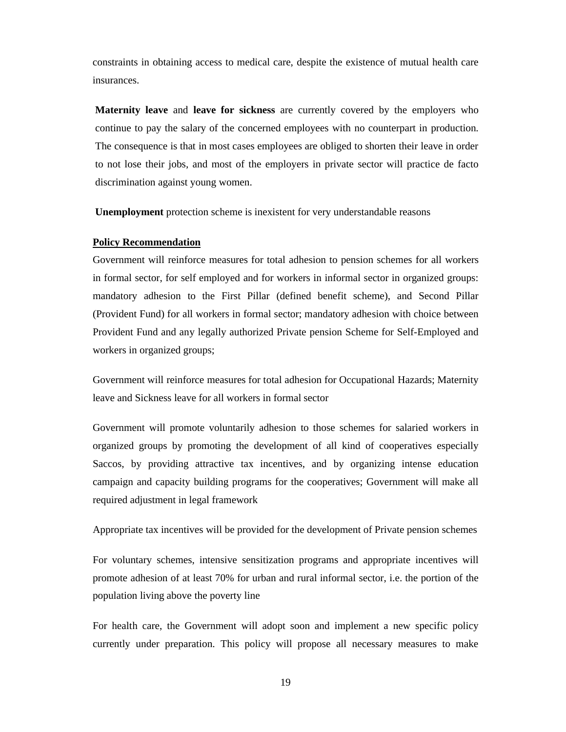constraints in obtaining access to medical care, despite the existence of mutual health care insurances.

**Maternity leave** and **leave for sickness** are currently covered by the employers who continue to pay the salary of the concerned employees with no counterpart in production. The consequence is that in most cases employees are obliged to shorten their leave in order to not lose their jobs, and most of the employers in private sector will practice de facto discrimination against young women.

**Unemployment** protection scheme is inexistent for very understandable reasons

**<u>Policy Recommendation</u>**

Government will reinforce measures for total adhesion to pension schemes for all workers in formal sector, for self employed and for workers in informal sector in organized groups: mandatory adhesion to the First Pillar (defined benefit scheme), and Second Pillar (Provident Fund) for all workers in formal sector; mandatory adhesion with choice between Provident Fund and any legally authorized Private pension Scheme for Self-Employed and workers in organized groups;

Government will reinforce measures for total adhesion for Occupational Hazards; Maternity leave and Sickness leave for all workers in formal sector

Government will promote voluntarily adhesion to those schemes for salaried workers in organized groups by promoting the development of all kind of cooperatives especially Saccos, by providing attractive tax incentives, and by organizing intense education campaign and capacity building programs for the cooperatives; Government will make all required adjustment in legal framework

Appropriate tax incentives will be provided for the development of Private pension schemes

For voluntary schemes, intensive sensitization programs and appropriate incentives will promote adhesion of at least 70% for urban and rural informal sector, i.e. the portion of the population living above the poverty line

For health care, the Government will adopt soon and implement a new specific policy currently under preparation. This policy will propose all necessary measures to make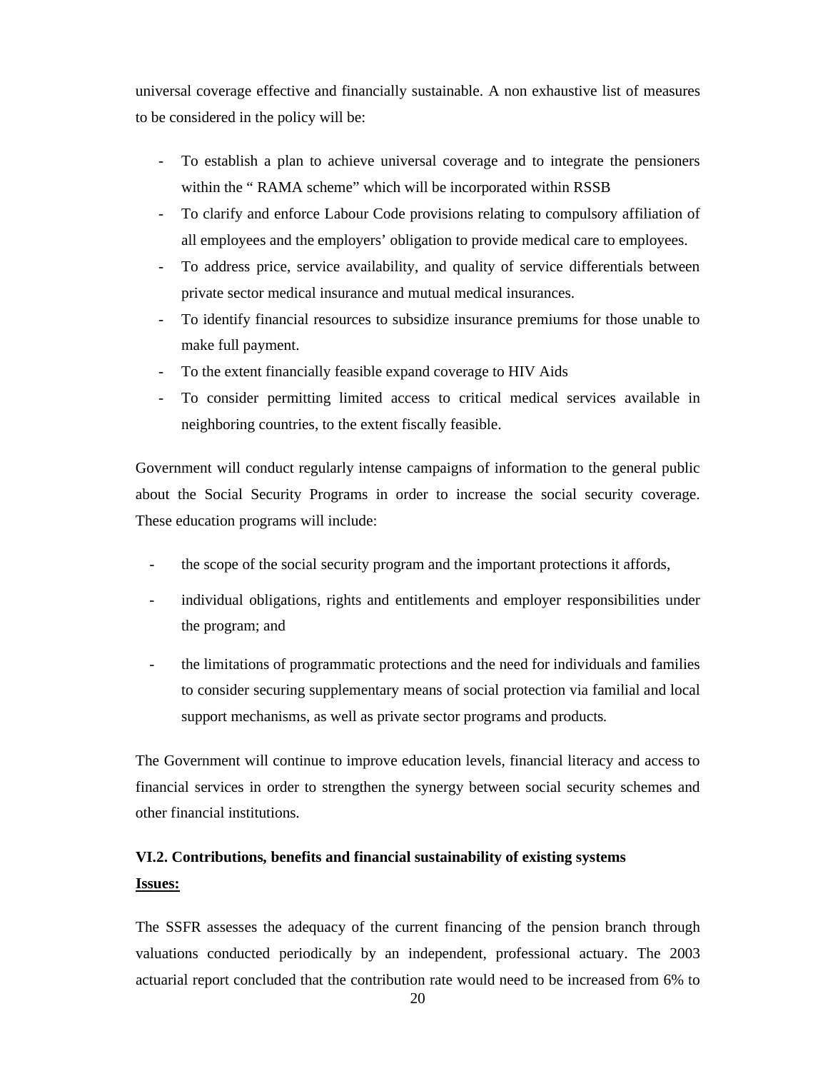universal coverage effective and financially sustainable. A non exhaustive list of measures to be considered in the policy will be:

- To establish a plan to achieve universal coverage and to integrate the pensioners within the " RAMA scheme" which will be incorporated within RSSB
- To clarify and enforce Labour Code provisions relating to compulsory affiliation of all employees and the employers' obligation to provide medical care to employees.
- To address price, service availability, and quality of service differentials between private sector medical insurance and mutual medical insurances.
- To identify financial resources to subsidize insurance premiums for those unable to make full payment.
- To the extent financially feasible expand coverage to HIV Aids
- To consider permitting limited access to critical medical services available in neighboring countries, to the extent fiscally feasible.

Government will conduct regularly intense campaigns of information to the general public about the Social Security Programs in order to increase the social security coverage. These education programs will include:

- the scope of the social security program and the important protections it affords,
- individual obligations, rights and entitlements and employer responsibilities under the program; and
- the limitations of programmatic protections and the need for individuals and families to consider securing supplementary means of social protection via familial and local support mechanisms, as well as private sector programs and products.

The Government will continue to improve education levels, financial literacy and access to financial services in order to strengthen the synergy between social security schemes and other financial institutions.

### VI.2. Contributions, benefits and financial sustainability of existing systems

**<u>Issues:</u>**

The SSFR assesses the adequacy of the current financing of the pension branch through valuations conducted periodically by an independent, professional actuary. The 2003 actuarial report concluded that the contribution rate would need to be increased from 6% to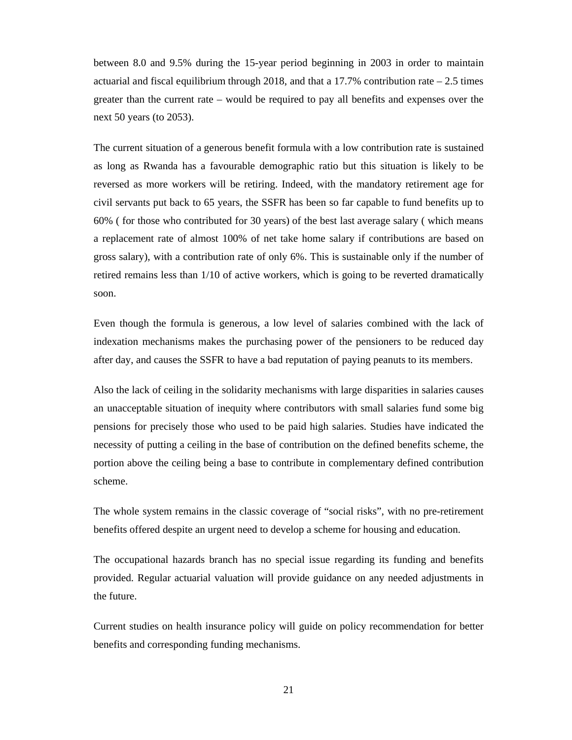between 8.0 and 9.5% during the 15-year period beginning in 2003 in order to maintain actuarial and fiscal equilibrium through 2018, and that a 17.7% contribution rate – 2.5 times greater than the current rate – would be required to pay all benefits and expenses over the next 50 years (to 2053).

The current situation of a generous benefit formula with a low contribution rate is sustained as long as Rwanda has a favourable demographic ratio but this situation is likely to be reversed as more workers will be retiring. Indeed, with the mandatory retirement age for civil servants put back to 65 years, the SSFR has been so far capable to fund benefits up to 60% ( for those who contributed for 30 years) of the best last average salary ( which means a replacement rate of almost 100% of net take home salary if contributions are based on gross salary), with a contribution rate of only 6%. This is sustainable only if the number of retired remains less than 1/10 of active workers, which is going to be reverted dramatically soon.

Even though the formula is generous, a low level of salaries combined with the lack of indexation mechanisms makes the purchasing power of the pensioners to be reduced day after day, and causes the SSFR to have a bad reputation of paying peanuts to its members.

Also the lack of ceiling in the solidarity mechanisms with large disparities in salaries causes an unacceptable situation of inequity where contributors with small salaries fund some big pensions for precisely those who used to be paid high salaries. Studies have indicated the necessity of putting a ceiling in the base of contribution on the defined benefits scheme, the portion above the ceiling being a base to contribute in complementary defined contribution scheme.

The whole system remains in the classic coverage of "social risks", with no pre-retirement benefits offered despite an urgent need to develop a scheme for housing and education.

The occupational hazards branch has no special issue regarding its funding and benefits provided. Regular actuarial valuation will provide guidance on any needed adjustments in the future.

Current studies on health insurance policy will guide on policy recommendation for better benefits and corresponding funding mechanisms.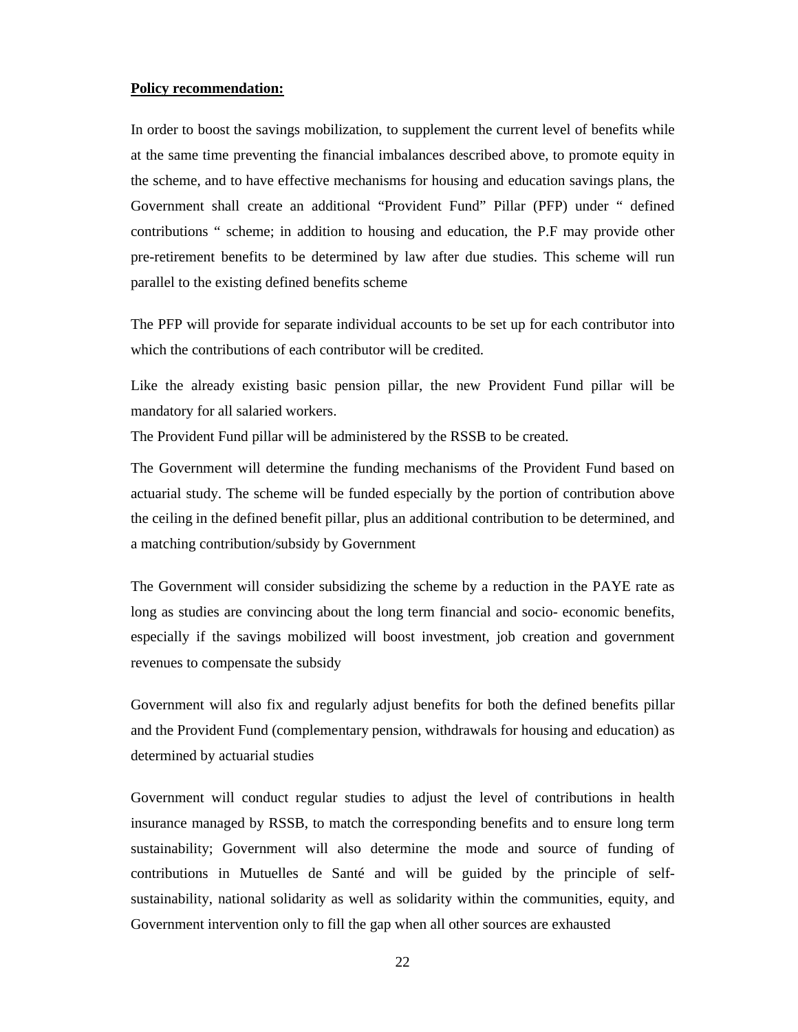**Policy recommendation:**

In order to boost the savings mobilization, to supplement the current level of benefits while at the same time preventing the financial imbalances described above, to promote equity in the scheme, and to have effective mechanisms for housing and education savings plans, the Government shall create an additional "Provident Fund" Pillar (PFP) under " defined contributions " scheme; in addition to housing and education, the P.F may provide other pre-retirement benefits to be determined by law after due studies. This scheme will run parallel to the existing defined benefits scheme

The PFP will provide for separate individual accounts to be set up for each contributor into which the contributions of each contributor will be credited.

Like the already existing basic pension pillar, the new Provident Fund pillar will be mandatory for all salaried workers.

The Provident Fund pillar will be administered by the RSSB to be created.

The Government will determine the funding mechanisms of the Provident Fund based on actuarial study. The scheme will be funded especially by the portion of contribution above the ceiling in the defined benefit pillar, plus an additional contribution to be determined, and a matching contribution/subsidy by Government

The Government will consider subsidizing the scheme by a reduction in the PAYE rate as long as studies are convincing about the long term financial and socio- economic benefits, especially if the savings mobilized will boost investment, job creation and government revenues to compensate the subsidy

Government will also fix and regularly adjust benefits for both the defined benefits pillar and the Provident Fund (complementary pension, withdrawals for housing and education) as determined by actuarial studies

Government will conduct regular studies to adjust the level of contributions in health insurance managed by RSSB, to match the corresponding benefits and to ensure long term sustainability; Government will also determine the mode and source of funding of contributions in Mutuelles de Santé and will be guided by the principle of self-sustainability, national solidarity as well as solidarity within the communities, equity, and Government intervention only to fill the gap when all other sources are exhausted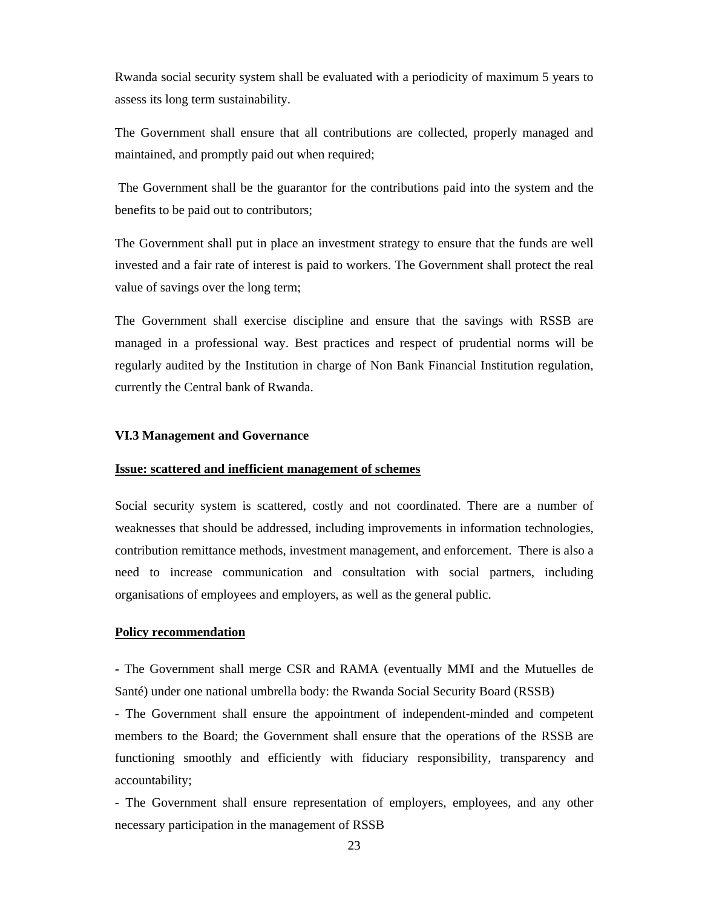Rwanda social security system shall be evaluated with a periodicity of maximum 5 years to assess its long term sustainability.

The Government shall ensure that all contributions are collected, properly managed and maintained, and promptly paid out when required;

The Government shall be the guarantor for the contributions paid into the system and the benefits to be paid out to contributors;

The Government shall put in place an investment strategy to ensure that the funds are well invested and a fair rate of interest is paid to workers. The Government shall protect the real value of savings over the long term;

The Government shall exercise discipline and ensure that the savings with RSSB are managed in a professional way. Best practices and respect of prudential norms will be regularly audited by the Institution in charge of Non Bank Financial Institution regulation, currently the Central bank of Rwanda.

### VI.3 Management and Governance

**Issue: scattered and inefficient management of schemes**

Social security system is scattered, costly and not coordinated. There are a number of weaknesses that should be addressed, including improvements in information technologies, contribution remittance methods, investment management, and enforcement. There is also a need to increase communication and consultation with social partners, including organisations of employees and employers, as well as the general public.

**Policy recommendation**

- The Government shall merge CSR and RAMA (eventually MMI and the Mutuelles de Santé) under one national umbrella body: the Rwanda Social Security Board (RSSB)
- The Government shall ensure the appointment of independent-minded and competent members to the Board; the Government shall ensure that the operations of the RSSB are functioning smoothly and efficiently with fiduciary responsibility, transparency and accountability;
- The Government shall ensure representation of employers, employees, and any other necessary participation in the management of RSSB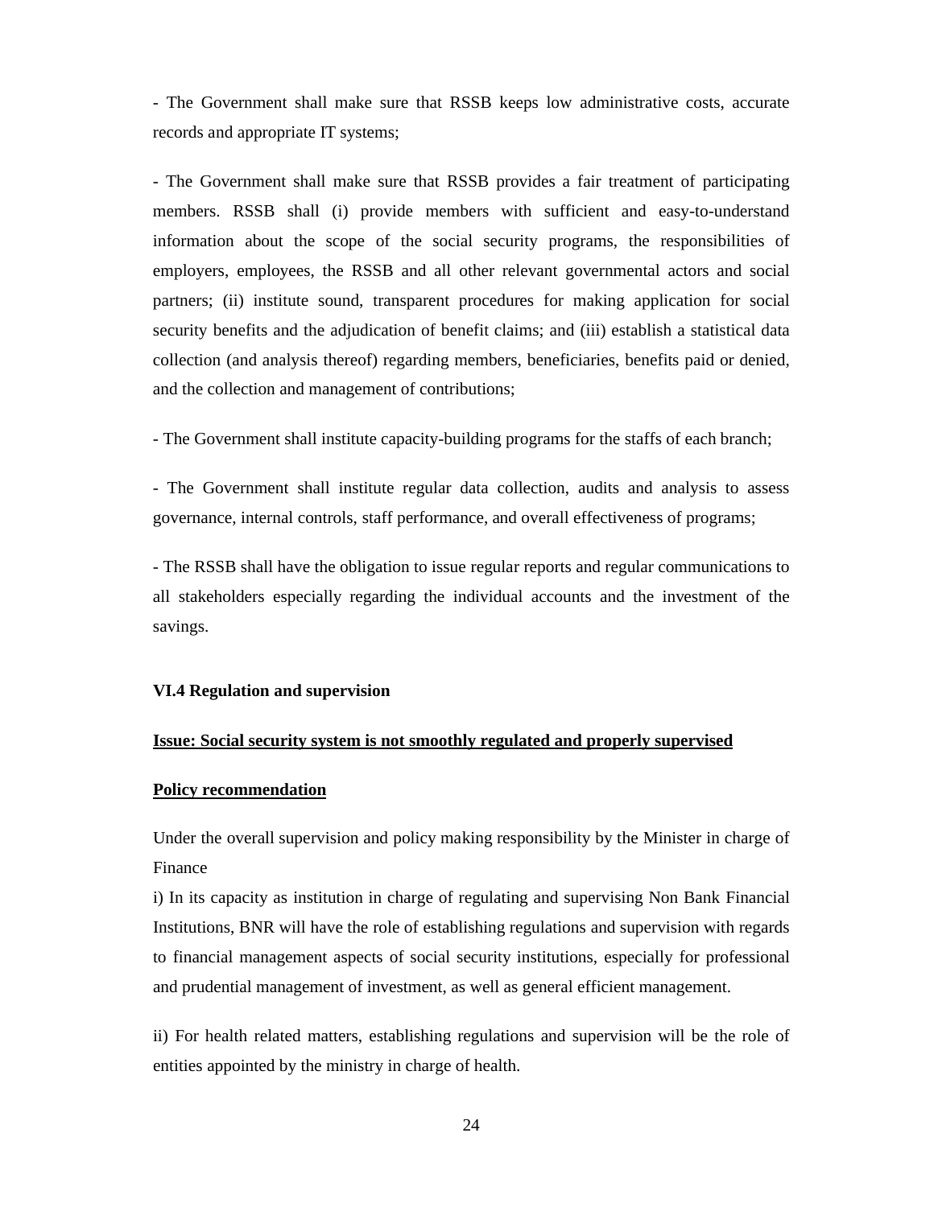- The Government shall make sure that RSSB keeps low administrative costs, accurate records and appropriate IT systems;

- The Government shall make sure that RSSB provides a fair treatment of participating members. RSSB shall (i) provide members with sufficient and easy-to-understand information about the scope of the social security programs, the responsibilities of employers, employees, the RSSB and all other relevant governmental actors and social partners; (ii) institute sound, transparent procedures for making application for social security benefits and the adjudication of benefit claims; and (iii) establish a statistical data collection (and analysis thereof) regarding members, beneficiaries, benefits paid or denied, and the collection and management of contributions;

- The Government shall institute capacity-building programs for the staffs of each branch;

- The Government shall institute regular data collection, audits and analysis to assess governance, internal controls, staff performance, and overall effectiveness of programs;

- The RSSB shall have the obligation to issue regular reports and regular communications to all stakeholders especially regarding the individual accounts and the investment of the savings.

### VI.4 Regulation and supervision

**<u>Issue: Social security system is not smoothly regulated and properly supervised</u>**

**<u>Policy recommendation</u>**

Under the overall supervision and policy making responsibility by the Minister in charge of Finance

i) In its capacity as institution in charge of regulating and supervising Non Bank Financial Institutions, BNR will have the role of establishing regulations and supervision with regards to financial management aspects of social security institutions, especially for professional and prudential management of investment, as well as general efficient management.

ii) For health related matters, establishing regulations and supervision will be the role of entities appointed by the ministry in charge of health.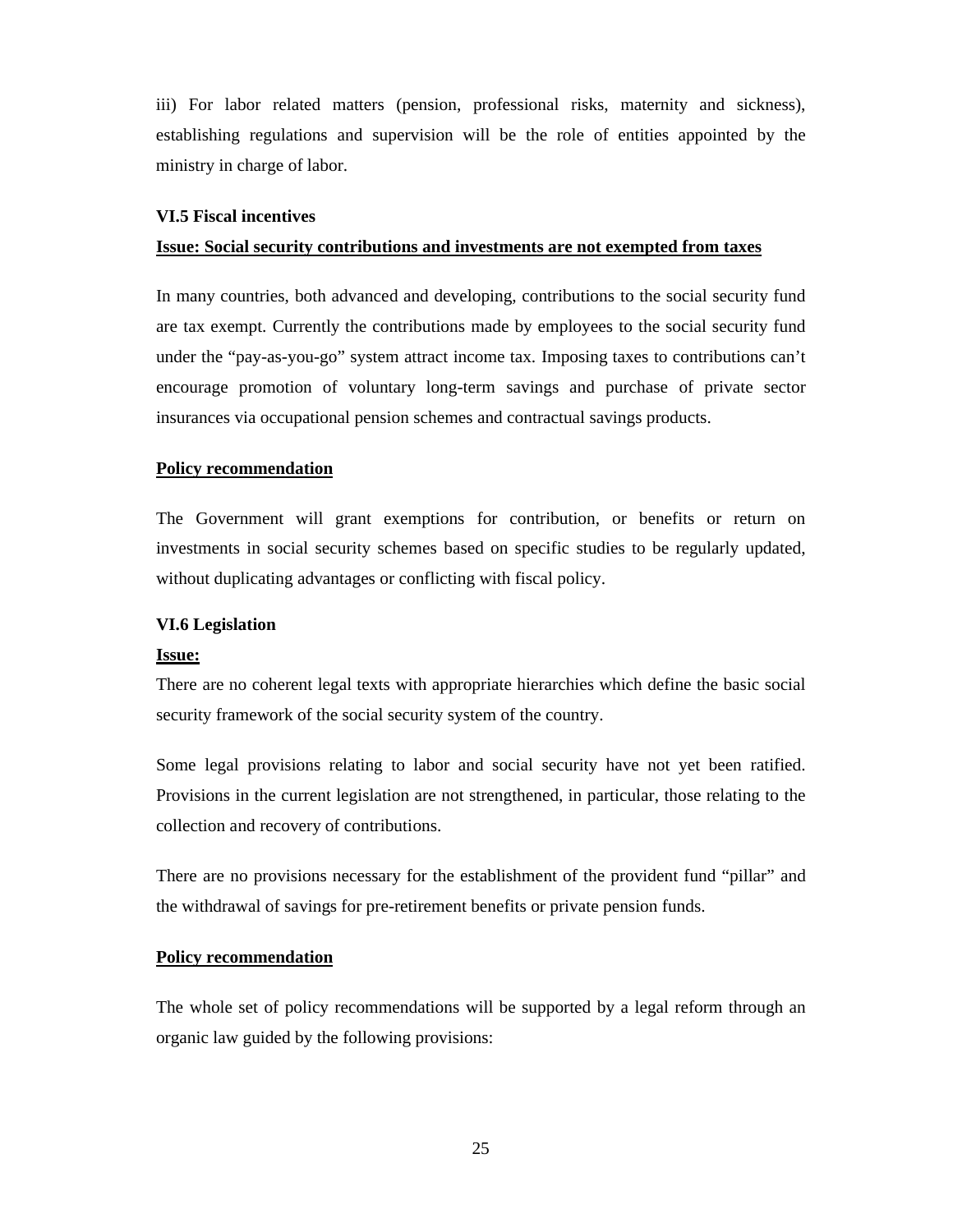iii) For labor related matters (pension, professional risks, maternity and sickness), establishing regulations and supervision will be the role of entities appointed by the ministry in charge of labor.

### VI.5 Fiscal incentives

**Issue: Social security contributions and investments are not exempted from taxes**

In many countries, both advanced and developing, contributions to the social security fund are tax exempt. Currently the contributions made by employees to the social security fund under the "pay-as-you-go" system attract income tax. Imposing taxes to contributions can't encourage promotion of voluntary long-term savings and purchase of private sector insurances via occupational pension schemes and contractual savings products.

**Policy recommendation**

The Government will grant exemptions for contribution, or benefits or return on investments in social security schemes based on specific studies to be regularly updated, without duplicating advantages or conflicting with fiscal policy.

### VI.6 Legislation

**Issue:**

There are no coherent legal texts with appropriate hierarchies which define the basic social security framework of the social security system of the country.

Some legal provisions relating to labor and social security have not yet been ratified. Provisions in the current legislation are not strengthened, in particular, those relating to the collection and recovery of contributions.

There are no provisions necessary for the establishment of the provident fund "pillar" and the withdrawal of savings for pre-retirement benefits or private pension funds.

**Policy recommendation**

The whole set of policy recommendations will be supported by a legal reform through an organic law guided by the following provisions: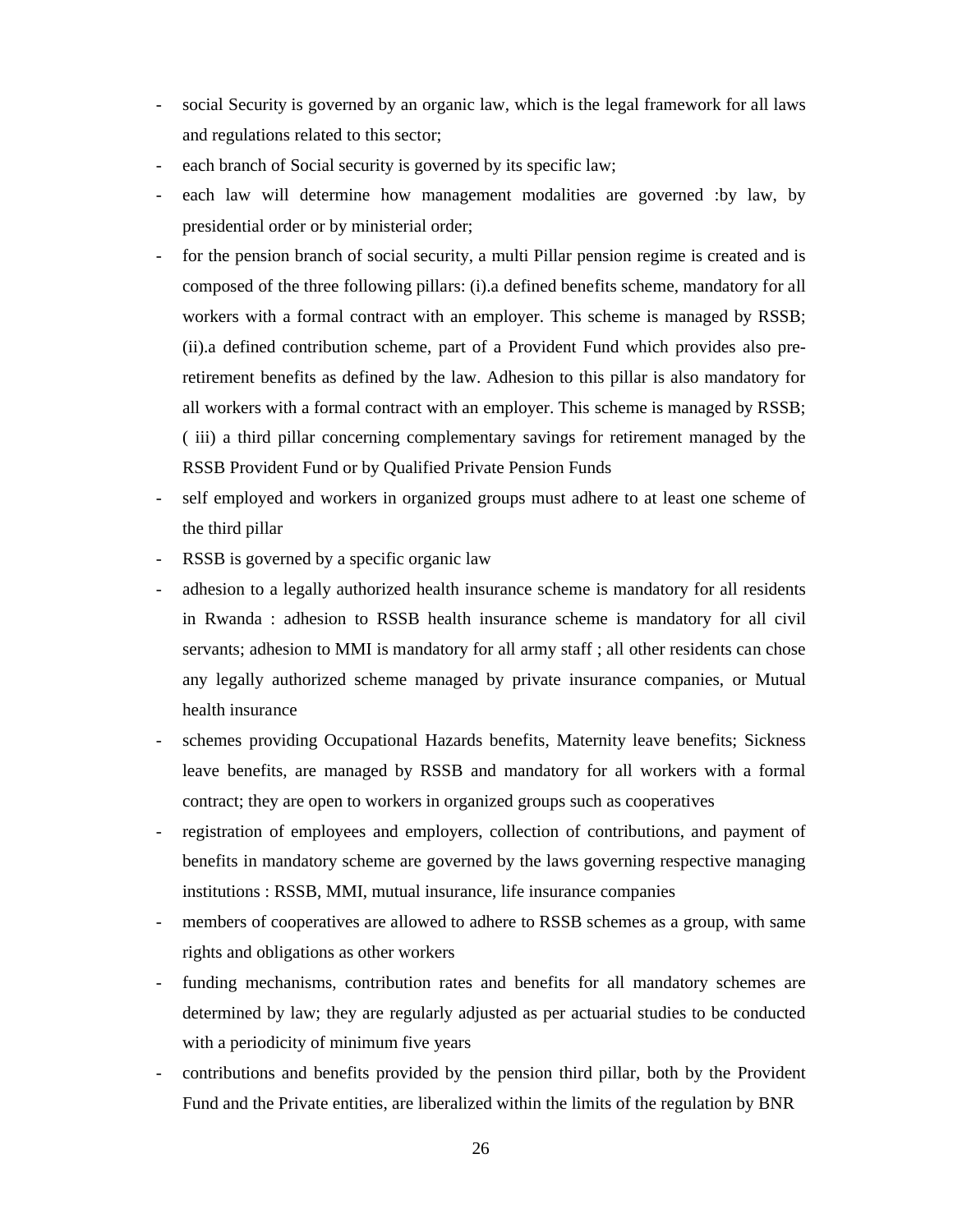- social Security is governed by an organic law, which is the legal framework for all laws and regulations related to this sector;
- each branch of Social security is governed by its specific law;
- each law will determine how management modalities are governed :by law, by presidential order or by ministerial order;
- for the pension branch of social security, a multi Pillar pension regime is created and is composed of the three following pillars: (i).a defined benefits scheme, mandatory for all workers with a formal contract with an employer. This scheme is managed by RSSB; (ii).a defined contribution scheme, part of a Provident Fund which provides also pre-retirement benefits as defined by the law. Adhesion to this pillar is also mandatory for all workers with a formal contract with an employer. This scheme is managed by RSSB; ( iii) a third pillar concerning complementary savings for retirement managed by the RSSB Provident Fund or by Qualified Private Pension Funds
- self employed and workers in organized groups must adhere to at least one scheme of the third pillar
- RSSB is governed by a specific organic law
- adhesion to a legally authorized health insurance scheme is mandatory for all residents in Rwanda : adhesion to RSSB health insurance scheme is mandatory for all civil servants; adhesion to MMI is mandatory for all army staff ; all other residents can chose any legally authorized scheme managed by private insurance companies, or Mutual health insurance
- schemes providing Occupational Hazards benefits, Maternity leave benefits; Sickness leave benefits, are managed by RSSB and mandatory for all workers with a formal contract; they are open to workers in organized groups such as cooperatives
- registration of employees and employers, collection of contributions, and payment of benefits in mandatory scheme are governed by the laws governing respective managing institutions : RSSB, MMI, mutual insurance, life insurance companies
- members of cooperatives are allowed to adhere to RSSB schemes as a group, with same rights and obligations as other workers
- funding mechanisms, contribution rates and benefits for all mandatory schemes are determined by law; they are regularly adjusted as per actuarial studies to be conducted with a periodicity of minimum five years
- contributions and benefits provided by the pension third pillar, both by the Provident Fund and the Private entities, are liberalized within the limits of the regulation by BNR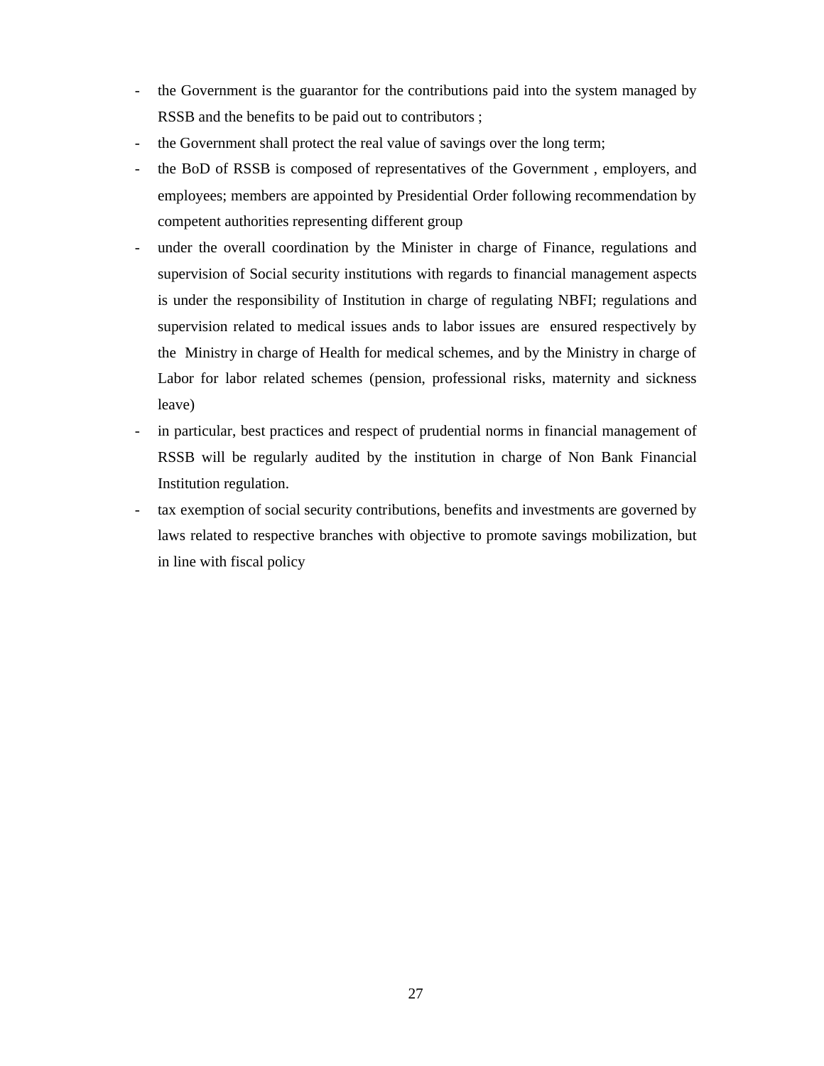- the Government is the guarantor for the contributions paid into the system managed by RSSB and the benefits to be paid out to contributors ;
- the Government shall protect the real value of savings over the long term;
- the BoD of RSSB is composed of representatives of the Government , employers, and employees; members are appointed by Presidential Order following recommendation by competent authorities representing different group
- under the overall coordination by the Minister in charge of Finance, regulations and supervision of Social security institutions with regards to financial management aspects is under the responsibility of Institution in charge of regulating NBFI; regulations and supervision related to medical issues ands to labor issues are ensured respectively by the Ministry in charge of Health for medical schemes, and by the Ministry in charge of Labor for labor related schemes (pension, professional risks, maternity and sickness leave)
- in particular, best practices and respect of prudential norms in financial management of RSSB will be regularly audited by the institution in charge of Non Bank Financial Institution regulation.
- tax exemption of social security contributions, benefits and investments are governed by laws related to respective branches with objective to promote savings mobilization, but in line with fiscal policy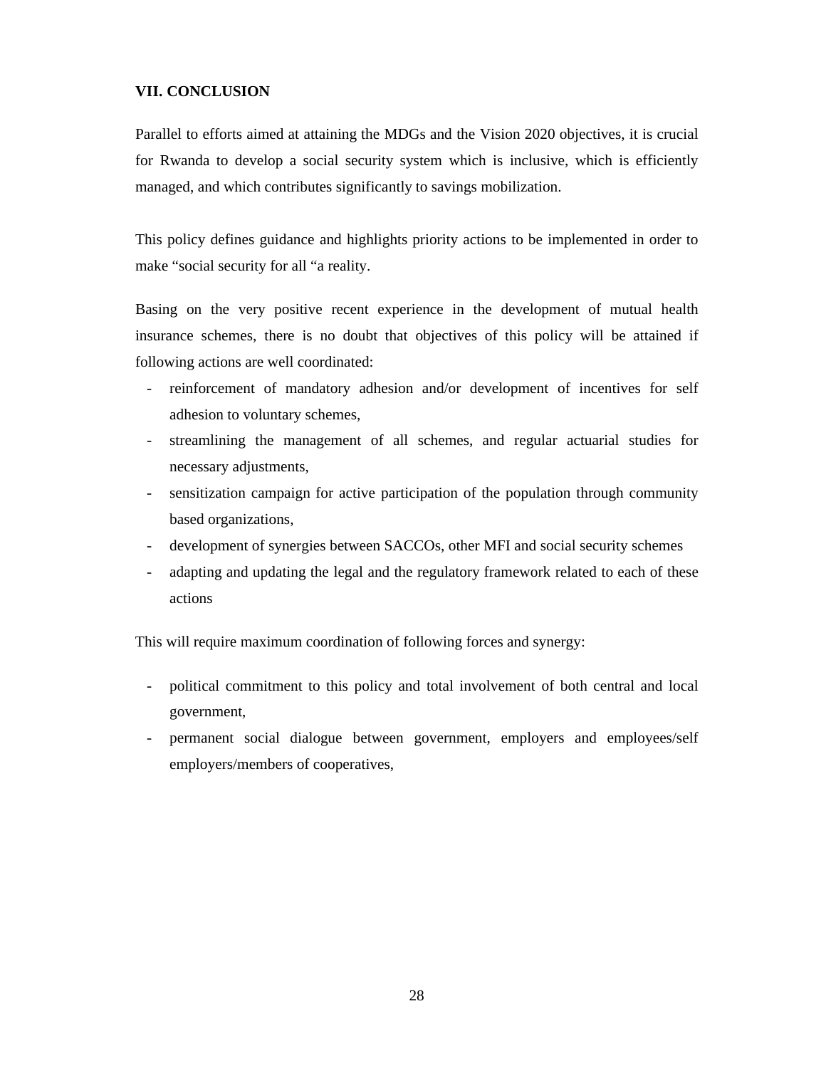## VII. CONCLUSION

Parallel to efforts aimed at attaining the MDGs and the Vision 2020 objectives, it is crucial for Rwanda to develop a social security system which is inclusive, which is efficiently managed, and which contributes significantly to savings mobilization.

This policy defines guidance and highlights priority actions to be implemented in order to make "social security for all "a reality.

Basing on the very positive recent experience in the development of mutual health insurance schemes, there is no doubt that objectives of this policy will be attained if following actions are well coordinated:

- reinforcement of mandatory adhesion and/or development of incentives for self adhesion to voluntary schemes,
- streamlining the management of all schemes, and regular actuarial studies for necessary adjustments,
- sensitization campaign for active participation of the population through community based organizations,
- development of synergies between SACCOs, other MFI and social security schemes
- adapting and updating the legal and the regulatory framework related to each of these actions

This will require maximum coordination of following forces and synergy:

- political commitment to this policy and total involvement of both central and local government,
- permanent social dialogue between government, employers and employees/self employers/members of cooperatives,